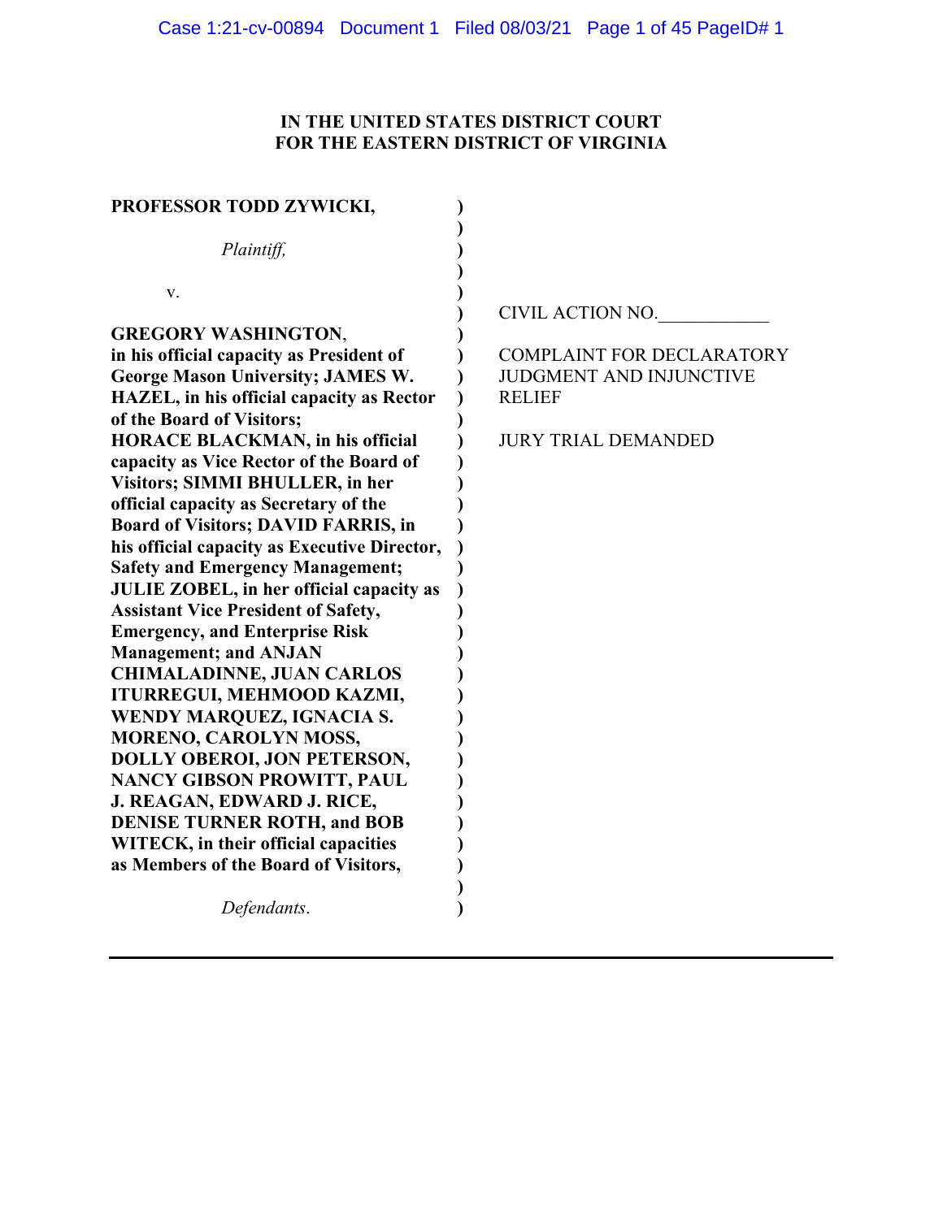**IN THE UNITED STATES DISTRICT COURT**
**FOR THE EASTERN DISTRICT OF VIRGINIA**

**PROFESSOR TODD ZYWICKI,**

*Plaintiff,*

v.

**GREGORY WASHINGTON, in his official capacity as President of George Mason University; JAMES W. HAZEL, in his official capacity as Rector of the Board of Visitors; HORACE BLACKMAN, in his official capacity as Vice Rector of the Board of Visitors; SIMMI BHULLER, in her official capacity as Secretary of the Board of Visitors; DAVID FARRIS, in his official capacity as Executive Director, Safety and Emergency Management; JULIE ZOBEL, in her official capacity as Assistant Vice President of Safety, Emergency, and Enterprise Risk Management; and ANJAN CHIMALADINNE, JUAN CARLOS ITURREGUI, MEHMOOD KAZMI, WENDY MARQUEZ, IGNACIA S. MORENO, CAROLYN MOSS, DOLLY OBEROI, JON PETERSON, NANCY GIBSON PROWITT, PAUL J. REAGAN, EDWARD J. RICE, DENISE TURNER ROTH, and BOB WITECK, in their official capacities as Members of the Board of Visitors,**

*Defendants.*

CIVIL ACTION NO.____________

COMPLAINT FOR DECLARATORY JUDGMENT AND INJUNCTIVE RELIEF

JURY TRIAL DEMANDED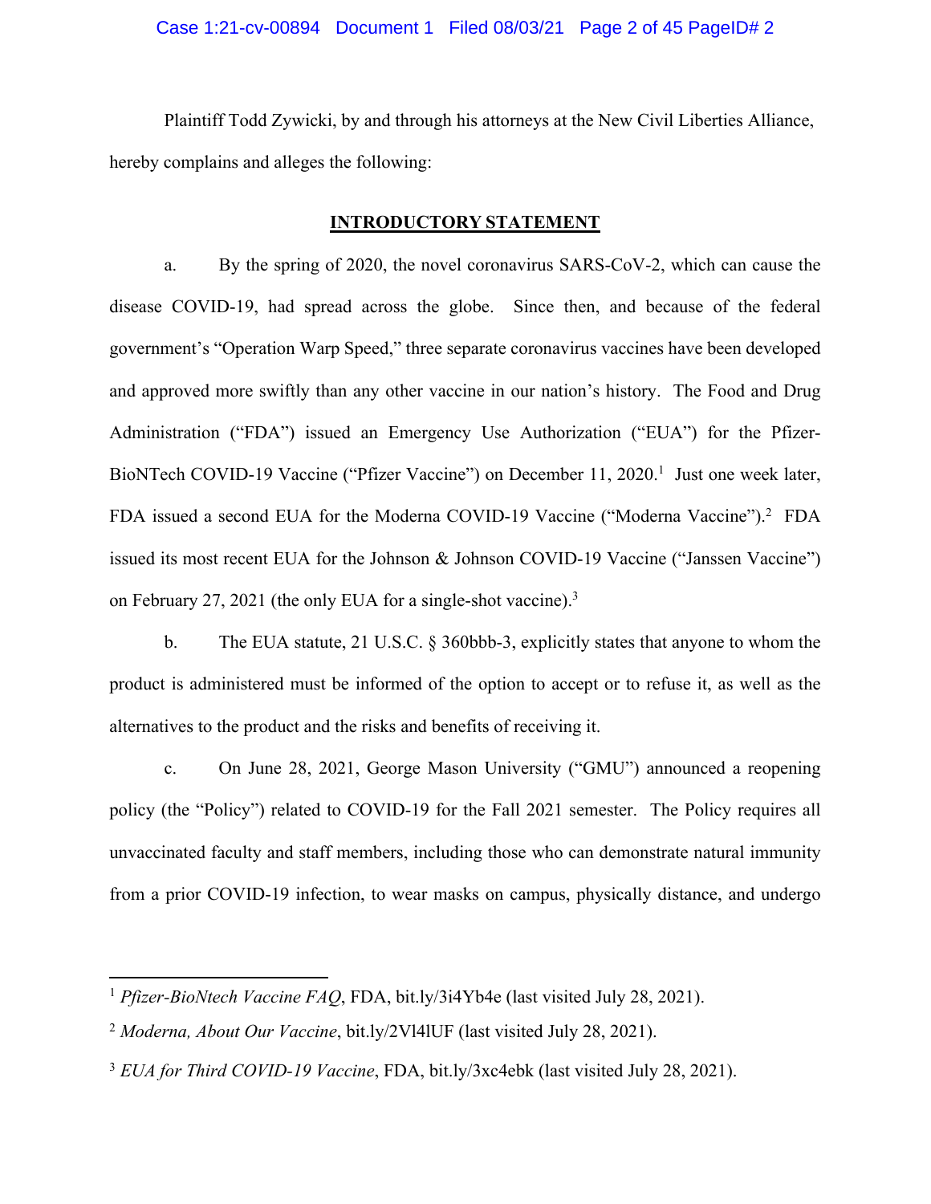Plaintiff Todd Zywicki, by and through his attorneys at the New Civil Liberties Alliance, hereby complains and alleges the following:

## INTRODUCTORY STATEMENT

a. By the spring of 2020, the novel coronavirus SARS-CoV-2, which can cause the disease COVID-19, had spread across the globe. Since then, and because of the federal government's "Operation Warp Speed," three separate coronavirus vaccines have been developed and approved more swiftly than any other vaccine in our nation's history. The Food and Drug Administration ("FDA") issued an Emergency Use Authorization ("EUA") for the Pfizer-BioNTech COVID-19 Vaccine ("Pfizer Vaccine") on December 11, 2020.[1] Just one week later, FDA issued a second EUA for the Moderna COVID-19 Vaccine ("Moderna Vaccine").[2] FDA issued its most recent EUA for the Johnson & Johnson COVID-19 Vaccine ("Janssen Vaccine") on February 27, 2021 (the only EUA for a single-shot vaccine).[3]

b. The EUA statute, 21 U.S.C. § 360bbb-3, explicitly states that anyone to whom the product is administered must be informed of the option to accept or to refuse it, as well as the alternatives to the product and the risks and benefits of receiving it.

c. On June 28, 2021, George Mason University ("GMU") announced a reopening policy (the "Policy") related to COVID-19 for the Fall 2021 semester. The Policy requires all unvaccinated faculty and staff members, including those who can demonstrate natural immunity from a prior COVID-19 infection, to wear masks on campus, physically distance, and undergo

---

[1] *Pfizer-BioNtech Vaccine FAQ*, FDA, bit.ly/3i4Yb4e (last visited July 28, 2021).

[2] *Moderna, About Our Vaccine*, bit.ly/2Vl4lUF (last visited July 28, 2021).

[3] *EUA for Third COVID-19 Vaccine*, FDA, bit.ly/3xc4ebk (last visited July 28, 2021).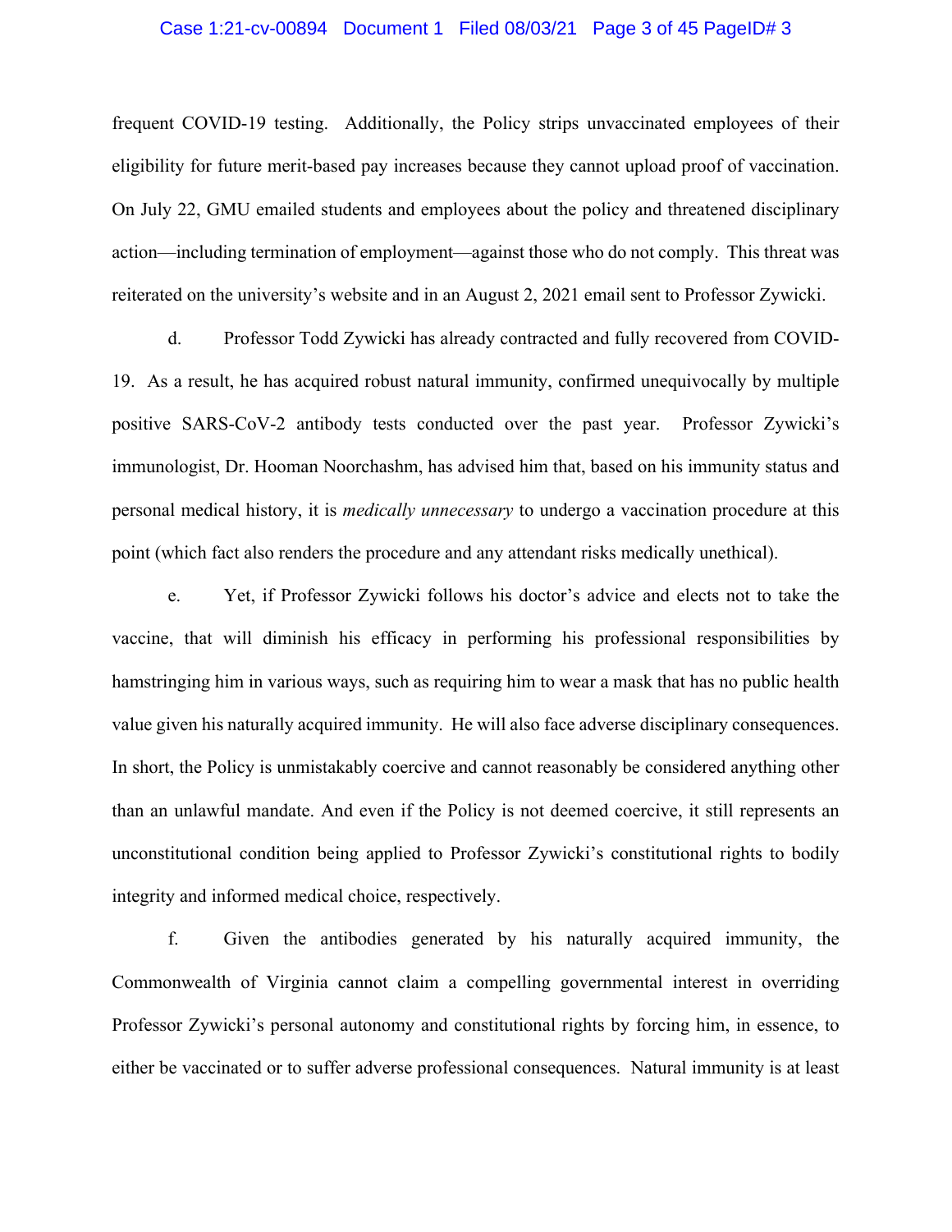frequent COVID-19 testing. Additionally, the Policy strips unvaccinated employees of their eligibility for future merit-based pay increases because they cannot upload proof of vaccination. On July 22, GMU emailed students and employees about the policy and threatened disciplinary action—including termination of employment—against those who do not comply. This threat was reiterated on the university's website and in an August 2, 2021 email sent to Professor Zywicki.

d. Professor Todd Zywicki has already contracted and fully recovered from COVID-19. As a result, he has acquired robust natural immunity, confirmed unequivocally by multiple positive SARS-CoV-2 antibody tests conducted over the past year. Professor Zywicki's immunologist, Dr. Hooman Noorchashm, has advised him that, based on his immunity status and personal medical history, it is *medically unnecessary* to undergo a vaccination procedure at this point (which fact also renders the procedure and any attendant risks medically unethical).

e. Yet, if Professor Zywicki follows his doctor's advice and elects not to take the vaccine, that will diminish his efficacy in performing his professional responsibilities by hamstringing him in various ways, such as requiring him to wear a mask that has no public health value given his naturally acquired immunity. He will also face adverse disciplinary consequences. In short, the Policy is unmistakably coercive and cannot reasonably be considered anything other than an unlawful mandate. And even if the Policy is not deemed coercive, it still represents an unconstitutional condition being applied to Professor Zywicki's constitutional rights to bodily integrity and informed medical choice, respectively.

f. Given the antibodies generated by his naturally acquired immunity, the Commonwealth of Virginia cannot claim a compelling governmental interest in overriding Professor Zywicki's personal autonomy and constitutional rights by forcing him, in essence, to either be vaccinated or to suffer adverse professional consequences. Natural immunity is at least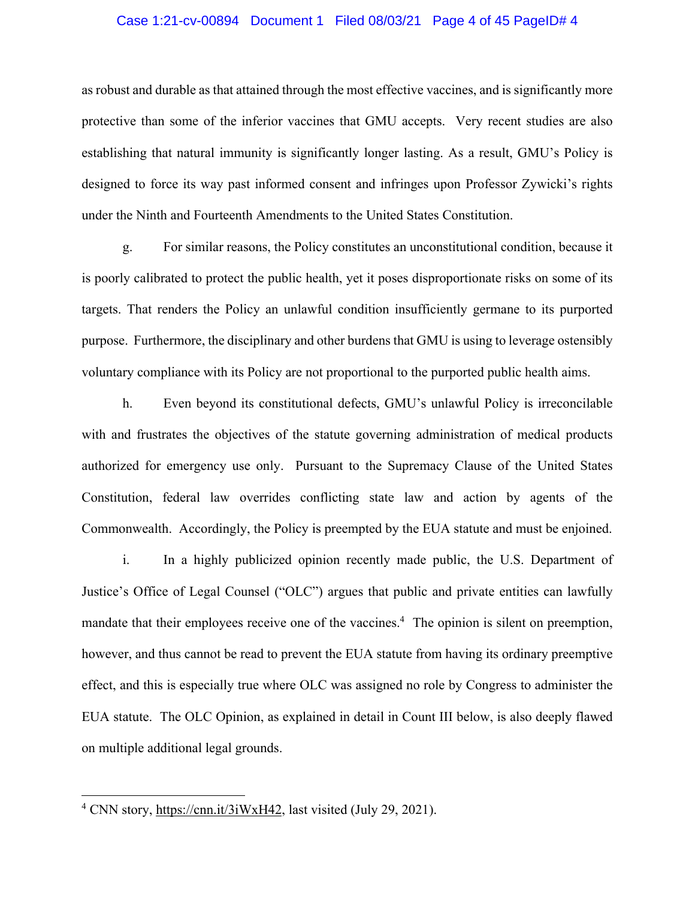as robust and durable as that attained through the most effective vaccines, and is significantly more protective than some of the inferior vaccines that GMU accepts. Very recent studies are also establishing that natural immunity is significantly longer lasting. As a result, GMU's Policy is designed to force its way past informed consent and infringes upon Professor Zywicki's rights under the Ninth and Fourteenth Amendments to the United States Constitution.

g. For similar reasons, the Policy constitutes an unconstitutional condition, because it is poorly calibrated to protect the public health, yet it poses disproportionate risks on some of its targets. That renders the Policy an unlawful condition insufficiently germane to its purported purpose. Furthermore, the disciplinary and other burdens that GMU is using to leverage ostensibly voluntary compliance with its Policy are not proportional to the purported public health aims.

h. Even beyond its constitutional defects, GMU's unlawful Policy is irreconcilable with and frustrates the objectives of the statute governing administration of medical products authorized for emergency use only. Pursuant to the Supremacy Clause of the United States Constitution, federal law overrides conflicting state law and action by agents of the Commonwealth. Accordingly, the Policy is preempted by the EUA statute and must be enjoined.

i. In a highly publicized opinion recently made public, the U.S. Department of Justice's Office of Legal Counsel ("OLC") argues that public and private entities can lawfully mandate that their employees receive one of the vaccines.[4] The opinion is silent on preemption, however, and thus cannot be read to prevent the EUA statute from having its ordinary preemptive effect, and this is especially true where OLC was assigned no role by Congress to administer the EUA statute. The OLC Opinion, as explained in detail in Count III below, is also deeply flawed on multiple additional legal grounds.

---

[4] CNN story, https://cnn.it/3iWxH42, last visited (July 29, 2021).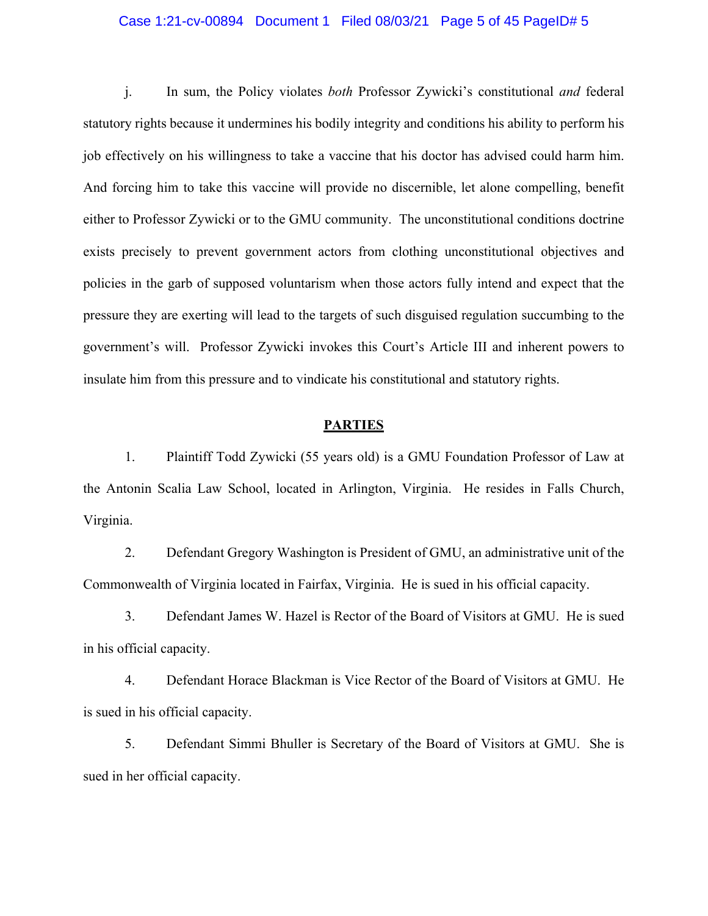j. In sum, the Policy violates *both* Professor Zywicki's constitutional *and* federal statutory rights because it undermines his bodily integrity and conditions his ability to perform his job effectively on his willingness to take a vaccine that his doctor has advised could harm him. And forcing him to take this vaccine will provide no discernible, let alone compelling, benefit either to Professor Zywicki or to the GMU community. The unconstitutional conditions doctrine exists precisely to prevent government actors from clothing unconstitutional objectives and policies in the garb of supposed voluntarism when those actors fully intend and expect that the pressure they are exerting will lead to the targets of such disguised regulation succumbing to the government's will. Professor Zywicki invokes this Court's Article III and inherent powers to insulate him from this pressure and to vindicate his constitutional and statutory rights.

## **PARTIES**

1. Plaintiff Todd Zywicki (55 years old) is a GMU Foundation Professor of Law at the Antonin Scalia Law School, located in Arlington, Virginia. He resides in Falls Church, Virginia.

2. Defendant Gregory Washington is President of GMU, an administrative unit of the Commonwealth of Virginia located in Fairfax, Virginia. He is sued in his official capacity.

3. Defendant James W. Hazel is Rector of the Board of Visitors at GMU. He is sued in his official capacity.

4. Defendant Horace Blackman is Vice Rector of the Board of Visitors at GMU. He is sued in his official capacity.

5. Defendant Simmi Bhuller is Secretary of the Board of Visitors at GMU. She is sued in her official capacity.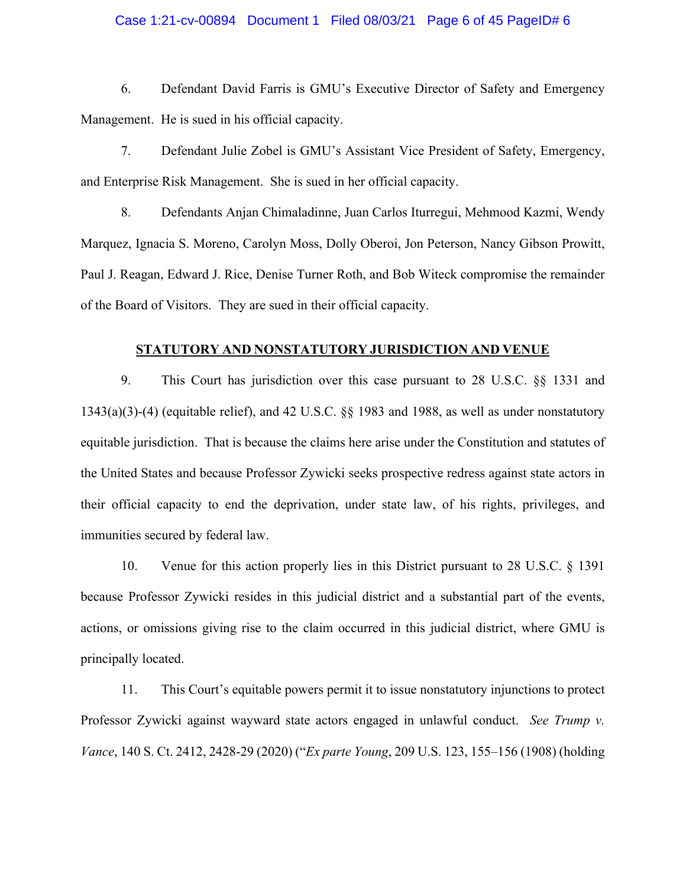6. Defendant David Farris is GMU's Executive Director of Safety and Emergency Management. He is sued in his official capacity.

7. Defendant Julie Zobel is GMU's Assistant Vice President of Safety, Emergency, and Enterprise Risk Management. She is sued in her official capacity.

8. Defendants Anjan Chimaladinne, Juan Carlos Iturregui, Mehmood Kazmi, Wendy Marquez, Ignacia S. Moreno, Carolyn Moss, Dolly Oberoi, Jon Peterson, Nancy Gibson Prowitt, Paul J. Reagan, Edward J. Rice, Denise Turner Roth, and Bob Witeck compromise the remainder of the Board of Visitors. They are sued in their official capacity.

## STATUTORY AND NONSTATUTORY JURISDICTION AND VENUE

9. This Court has jurisdiction over this case pursuant to 28 U.S.C. §§ 1331 and 1343(a)(3)-(4) (equitable relief), and 42 U.S.C. §§ 1983 and 1988, as well as under nonstatutory equitable jurisdiction. That is because the claims here arise under the Constitution and statutes of the United States and because Professor Zywicki seeks prospective redress against state actors in their official capacity to end the deprivation, under state law, of his rights, privileges, and immunities secured by federal law.

10. Venue for this action properly lies in this District pursuant to 28 U.S.C. § 1391 because Professor Zywicki resides in this judicial district and a substantial part of the events, actions, or omissions giving rise to the claim occurred in this judicial district, where GMU is principally located.

11. This Court's equitable powers permit it to issue nonstatutory injunctions to protect Professor Zywicki against wayward state actors engaged in unlawful conduct. *See Trump v. Vance*, 140 S. Ct. 2412, 2428-29 (2020) ("*Ex parte Young*, 209 U.S. 123, 155–156 (1908) (holding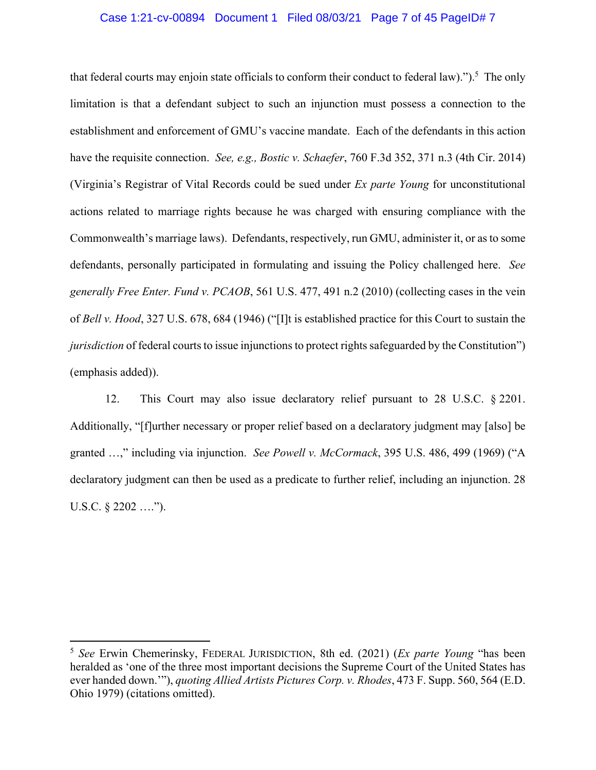that federal courts may enjoin state officials to conform their conduct to federal law).").[5] The only limitation is that a defendant subject to such an injunction must possess a connection to the establishment and enforcement of GMU's vaccine mandate. Each of the defendants in this action have the requisite connection. *See, e.g., Bostic v. Schaefer*, 760 F.3d 352, 371 n.3 (4th Cir. 2014) (Virginia's Registrar of Vital Records could be sued under *Ex parte Young* for unconstitutional actions related to marriage rights because he was charged with ensuring compliance with the Commonwealth's marriage laws). Defendants, respectively, run GMU, administer it, or as to some defendants, personally participated in formulating and issuing the Policy challenged here. *See generally Free Enter. Fund v. PCAOB*, 561 U.S. 477, 491 n.2 (2010) (collecting cases in the vein of *Bell v. Hood*, 327 U.S. 678, 684 (1946) ("[I]t is established practice for this Court to sustain the *jurisdiction* of federal courts to issue injunctions to protect rights safeguarded by the Constitution") (emphasis added)).

12. This Court may also issue declaratory relief pursuant to 28 U.S.C. § 2201. Additionally, "[f]urther necessary or proper relief based on a declaratory judgment may [also] be granted …," including via injunction. *See Powell v. McCormack*, 395 U.S. 486, 499 (1969) ("A declaratory judgment can then be used as a predicate to further relief, including an injunction. 28 U.S.C. § 2202 ….").

---

[5] *See* Erwin Chemerinsky, FEDERAL JURISDICTION, 8th ed. (2021) (*Ex parte Young* "has been heralded as 'one of the three most important decisions the Supreme Court of the United States has ever handed down.'"), *quoting Allied Artists Pictures Corp. v. Rhodes*, 473 F. Supp. 560, 564 (E.D. Ohio 1979) (citations omitted).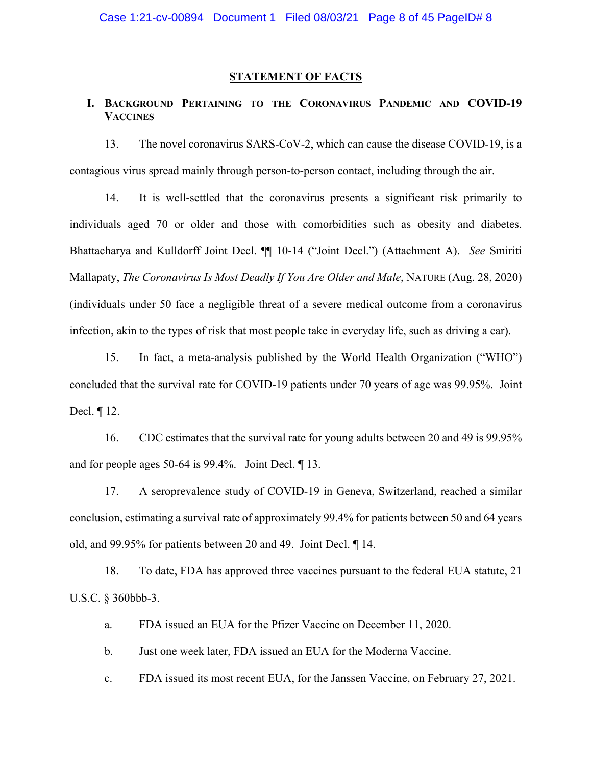## STATEMENT OF FACTS

### I. Background Pertaining to the Coronavirus Pandemic and COVID-19 Vaccines

13. The novel coronavirus SARS-CoV-2, which can cause the disease COVID-19, is a contagious virus spread mainly through person-to-person contact, including through the air.

14. It is well-settled that the coronavirus presents a significant risk primarily to individuals aged 70 or older and those with comorbidities such as obesity and diabetes. Bhattacharya and Kulldorff Joint Decl. ¶¶ 10-14 ("Joint Decl.") (Attachment A). *See* Smiriti Mallapaty, *The Coronavirus Is Most Deadly If You Are Older and Male*, NATURE (Aug. 28, 2020) (individuals under 50 face a negligible threat of a severe medical outcome from a coronavirus infection, akin to the types of risk that most people take in everyday life, such as driving a car).

15. In fact, a meta-analysis published by the World Health Organization ("WHO") concluded that the survival rate for COVID-19 patients under 70 years of age was 99.95%. Joint Decl. ¶ 12.

16. CDC estimates that the survival rate for young adults between 20 and 49 is 99.95% and for people ages 50-64 is 99.4%. Joint Decl. ¶ 13.

17. A seroprevalence study of COVID-19 in Geneva, Switzerland, reached a similar conclusion, estimating a survival rate of approximately 99.4% for patients between 50 and 64 years old, and 99.95% for patients between 20 and 49. Joint Decl. ¶ 14.

18. To date, FDA has approved three vaccines pursuant to the federal EUA statute, 21 U.S.C. § 360bbb-3.

a. FDA issued an EUA for the Pfizer Vaccine on December 11, 2020.

b. Just one week later, FDA issued an EUA for the Moderna Vaccine.

c. FDA issued its most recent EUA, for the Janssen Vaccine, on February 27, 2021.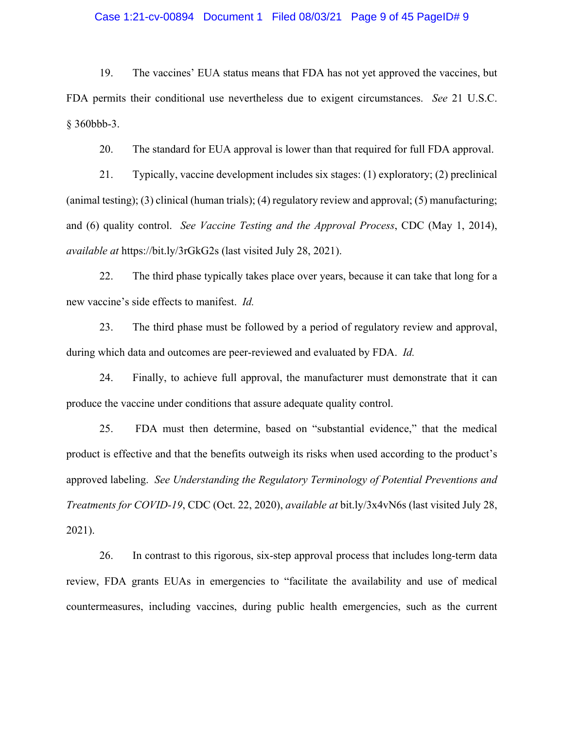19. The vaccines' EUA status means that FDA has not yet approved the vaccines, but FDA permits their conditional use nevertheless due to exigent circumstances. *See* 21 U.S.C. § 360bbb-3.

20. The standard for EUA approval is lower than that required for full FDA approval.

21. Typically, vaccine development includes six stages: (1) exploratory; (2) preclinical (animal testing); (3) clinical (human trials); (4) regulatory review and approval; (5) manufacturing; and (6) quality control. *See Vaccine Testing and the Approval Process*, CDC (May 1, 2014), *available at* https://bit.ly/3rGkG2s (last visited July 28, 2021).

22. The third phase typically takes place over years, because it can take that long for a new vaccine's side effects to manifest. *Id.*

23. The third phase must be followed by a period of regulatory review and approval, during which data and outcomes are peer-reviewed and evaluated by FDA. *Id.*

24. Finally, to achieve full approval, the manufacturer must demonstrate that it can produce the vaccine under conditions that assure adequate quality control.

25. FDA must then determine, based on "substantial evidence," that the medical product is effective and that the benefits outweigh its risks when used according to the product's approved labeling. *See Understanding the Regulatory Terminology of Potential Preventions and Treatments for COVID-19*, CDC (Oct. 22, 2020), *available at* bit.ly/3x4vN6s (last visited July 28, 2021).

26. In contrast to this rigorous, six-step approval process that includes long-term data review, FDA grants EUAs in emergencies to "facilitate the availability and use of medical countermeasures, including vaccines, during public health emergencies, such as the current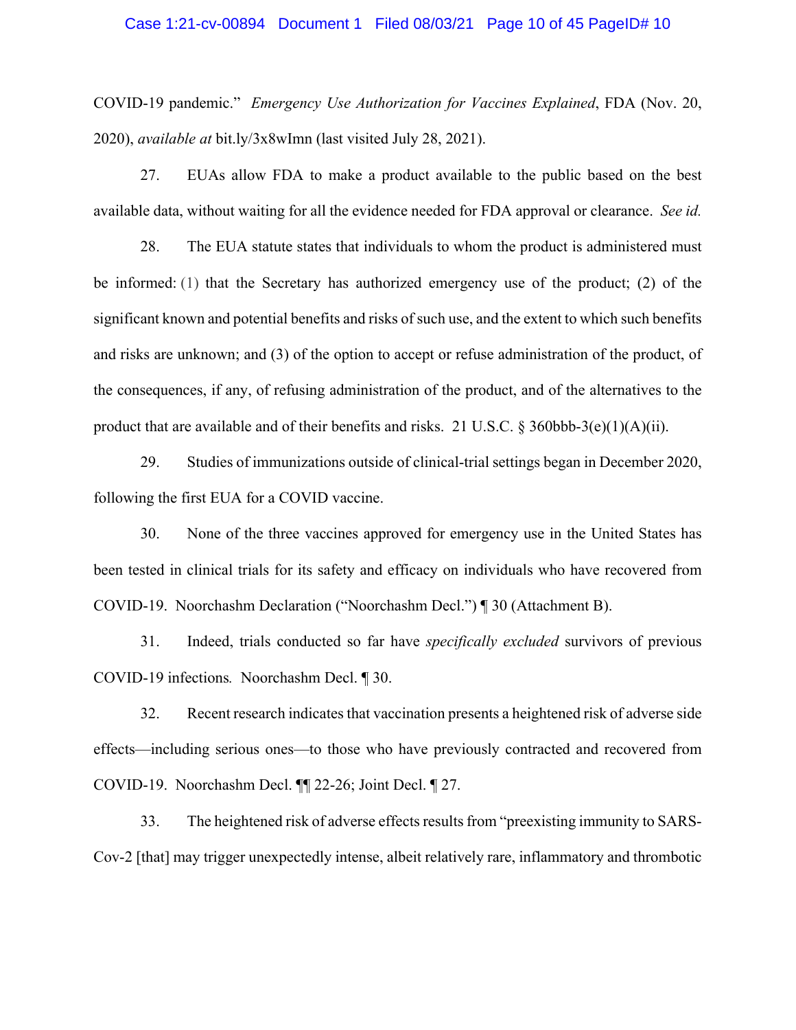COVID-19 pandemic." *Emergency Use Authorization for Vaccines Explained*, FDA (Nov. 20, 2020), *available at* bit.ly/3x8wImn (last visited July 28, 2021).

27. EUAs allow FDA to make a product available to the public based on the best available data, without waiting for all the evidence needed for FDA approval or clearance. *See id.*

28. The EUA statute states that individuals to whom the product is administered must be informed: (1) that the Secretary has authorized emergency use of the product; (2) of the significant known and potential benefits and risks of such use, and the extent to which such benefits and risks are unknown; and (3) of the option to accept or refuse administration of the product, of the consequences, if any, of refusing administration of the product, and of the alternatives to the product that are available and of their benefits and risks. 21 U.S.C. § 360bbb-3(e)(1)(A)(ii).

29. Studies of immunizations outside of clinical-trial settings began in December 2020, following the first EUA for a COVID vaccine.

30. None of the three vaccines approved for emergency use in the United States has been tested in clinical trials for its safety and efficacy on individuals who have recovered from COVID-19. Noorchashm Declaration ("Noorchashm Decl.") ¶ 30 (Attachment B).

31. Indeed, trials conducted so far have *specifically excluded* survivors of previous COVID-19 infections. Noorchashm Decl. ¶ 30.

32. Recent research indicates that vaccination presents a heightened risk of adverse side effects—including serious ones—to those who have previously contracted and recovered from COVID-19. Noorchashm Decl. ¶¶ 22-26; Joint Decl. ¶ 27.

33. The heightened risk of adverse effects results from "preexisting immunity to SARS-Cov-2 [that] may trigger unexpectedly intense, albeit relatively rare, inflammatory and thrombotic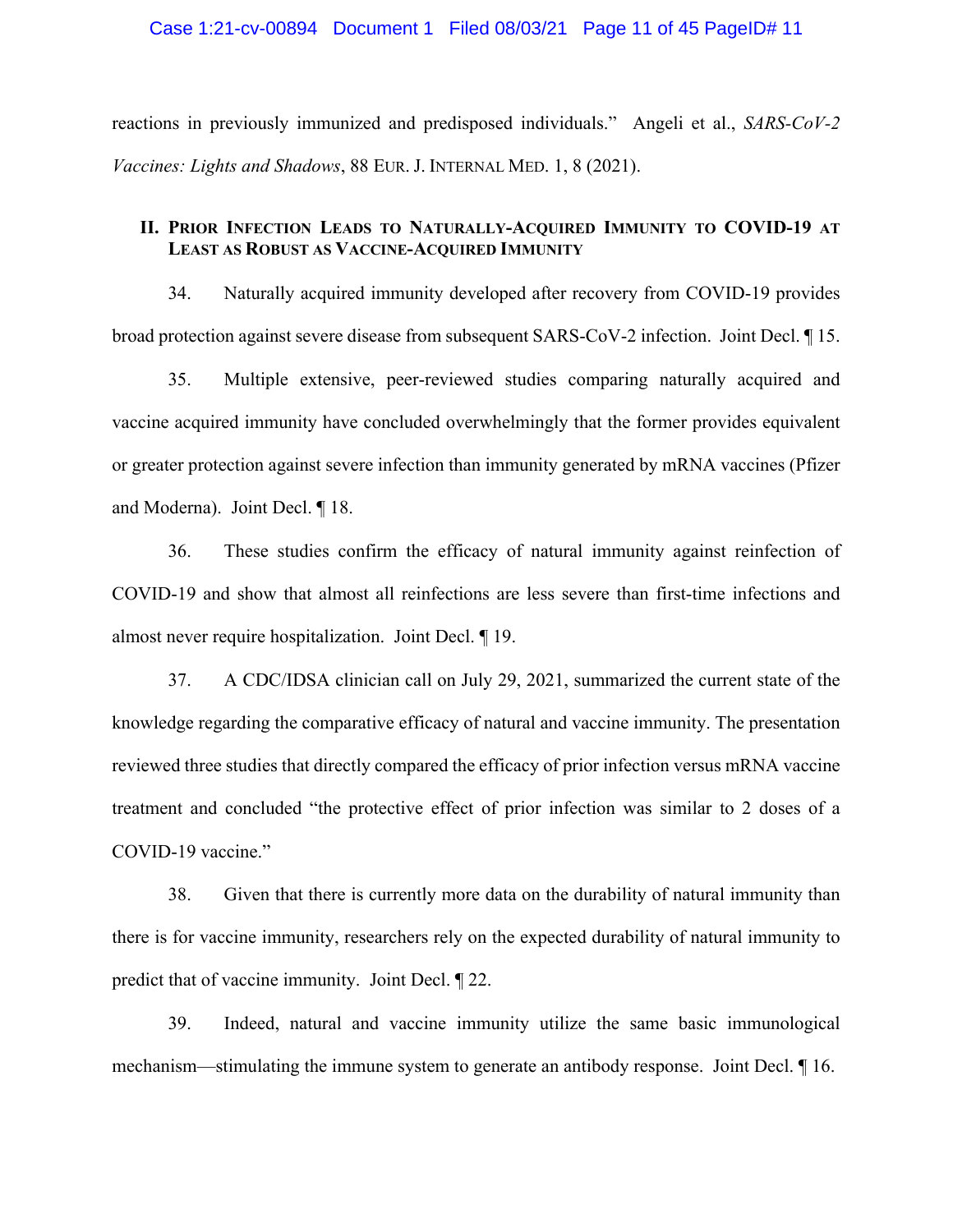reactions in previously immunized and predisposed individuals." Angeli et al., *SARS-CoV-2 Vaccines: Lights and Shadows*, 88 EUR. J. INTERNAL MED. 1, 8 (2021).

## II. PRIOR INFECTION LEADS TO NATURALLY-ACQUIRED IMMUNITY TO COVID-19 AT LEAST AS ROBUST AS VACCINE-ACQUIRED IMMUNITY

34. Naturally acquired immunity developed after recovery from COVID-19 provides broad protection against severe disease from subsequent SARS-CoV-2 infection. Joint Decl. ¶ 15.

35. Multiple extensive, peer-reviewed studies comparing naturally acquired and vaccine acquired immunity have concluded overwhelmingly that the former provides equivalent or greater protection against severe infection than immunity generated by mRNA vaccines (Pfizer and Moderna). Joint Decl. ¶ 18.

36. These studies confirm the efficacy of natural immunity against reinfection of COVID-19 and show that almost all reinfections are less severe than first-time infections and almost never require hospitalization. Joint Decl. ¶ 19.

37. A CDC/IDSA clinician call on July 29, 2021, summarized the current state of the knowledge regarding the comparative efficacy of natural and vaccine immunity. The presentation reviewed three studies that directly compared the efficacy of prior infection versus mRNA vaccine treatment and concluded "the protective effect of prior infection was similar to 2 doses of a COVID-19 vaccine."

38. Given that there is currently more data on the durability of natural immunity than there is for vaccine immunity, researchers rely on the expected durability of natural immunity to predict that of vaccine immunity. Joint Decl. ¶ 22.

39. Indeed, natural and vaccine immunity utilize the same basic immunological mechanism—stimulating the immune system to generate an antibody response. Joint Decl. ¶ 16.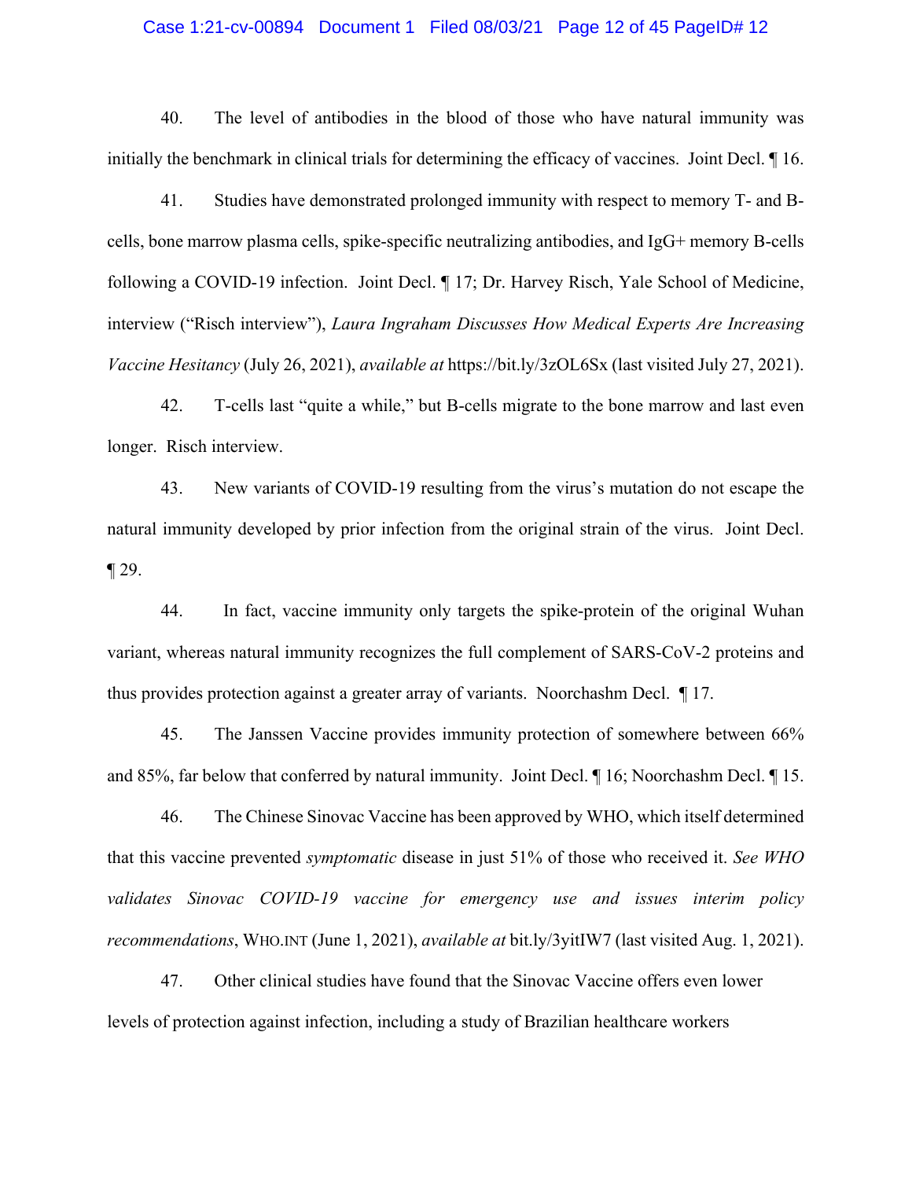40. The level of antibodies in the blood of those who have natural immunity was initially the benchmark in clinical trials for determining the efficacy of vaccines. Joint Decl. ¶ 16.

41. Studies have demonstrated prolonged immunity with respect to memory T- and B-cells, bone marrow plasma cells, spike-specific neutralizing antibodies, and IgG+ memory B-cells following a COVID-19 infection. Joint Decl. ¶ 17; Dr. Harvey Risch, Yale School of Medicine, interview ("Risch interview"), *Laura Ingraham Discusses How Medical Experts Are Increasing Vaccine Hesitancy* (July 26, 2021), *available at* https://bit.ly/3zOL6Sx (last visited July 27, 2021).

42. T-cells last "quite a while," but B-cells migrate to the bone marrow and last even longer. Risch interview.

43. New variants of COVID-19 resulting from the virus's mutation do not escape the natural immunity developed by prior infection from the original strain of the virus. Joint Decl. ¶ 29.

44. In fact, vaccine immunity only targets the spike-protein of the original Wuhan variant, whereas natural immunity recognizes the full complement of SARS-CoV-2 proteins and thus provides protection against a greater array of variants. Noorchashm Decl. ¶ 17.

45. The Janssen Vaccine provides immunity protection of somewhere between 66% and 85%, far below that conferred by natural immunity. Joint Decl. ¶ 16; Noorchashm Decl. ¶ 15.

46. The Chinese Sinovac Vaccine has been approved by WHO, which itself determined that this vaccine prevented *symptomatic* disease in just 51% of those who received it. *See WHO validates Sinovac COVID-19 vaccine for emergency use and issues interim policy recommendations*, WHO.INT (June 1, 2021), *available at* bit.ly/3yitIW7 (last visited Aug. 1, 2021).

47. Other clinical studies have found that the Sinovac Vaccine offers even lower levels of protection against infection, including a study of Brazilian healthcare workers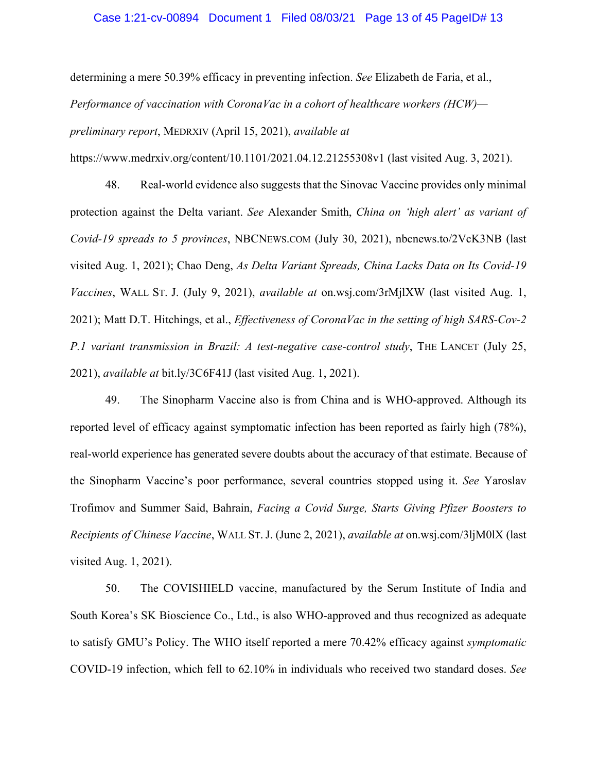determining a mere 50.39% efficacy in preventing infection. *See* Elizabeth de Faria, et al., *Performance of vaccination with CoronaVac in a cohort of healthcare workers (HCW)—preliminary report*, MEDRXIV (April 15, 2021), *available at* https://www.medrxiv.org/content/10.1101/2021.04.12.21255308v1 (last visited Aug. 3, 2021).

48. Real-world evidence also suggests that the Sinovac Vaccine provides only minimal protection against the Delta variant. *See* Alexander Smith, *China on 'high alert' as variant of Covid-19 spreads to 5 provinces*, NBCNEWS.COM (July 30, 2021), nbcnews.to/2VcK3NB (last visited Aug. 1, 2021); Chao Deng, *As Delta Variant Spreads, China Lacks Data on Its Covid-19 Vaccines*, WALL ST. J. (July 9, 2021), *available at* on.wsj.com/3rMjlXW (last visited Aug. 1, 2021); Matt D.T. Hitchings, et al., *Effectiveness of CoronaVac in the setting of high SARS-Cov-2 P.1 variant transmission in Brazil: A test-negative case-control study*, THE LANCET (July 25, 2021), *available at* bit.ly/3C6F41J (last visited Aug. 1, 2021).

49. The Sinopharm Vaccine also is from China and is WHO-approved. Although its reported level of efficacy against symptomatic infection has been reported as fairly high (78%), real-world experience has generated severe doubts about the accuracy of that estimate. Because of the Sinopharm Vaccine's poor performance, several countries stopped using it. *See* Yaroslav Trofimov and Summer Said, Bahrain, *Facing a Covid Surge, Starts Giving Pfizer Boosters to Recipients of Chinese Vaccine*, WALL ST. J. (June 2, 2021), *available at* on.wsj.com/3ljM0lX (last visited Aug. 1, 2021).

50. The COVISHIELD vaccine, manufactured by the Serum Institute of India and South Korea's SK Bioscience Co., Ltd., is also WHO-approved and thus recognized as adequate to satisfy GMU's Policy. The WHO itself reported a mere 70.42% efficacy against *symptomatic* COVID-19 infection, which fell to 62.10% in individuals who received two standard doses. *See*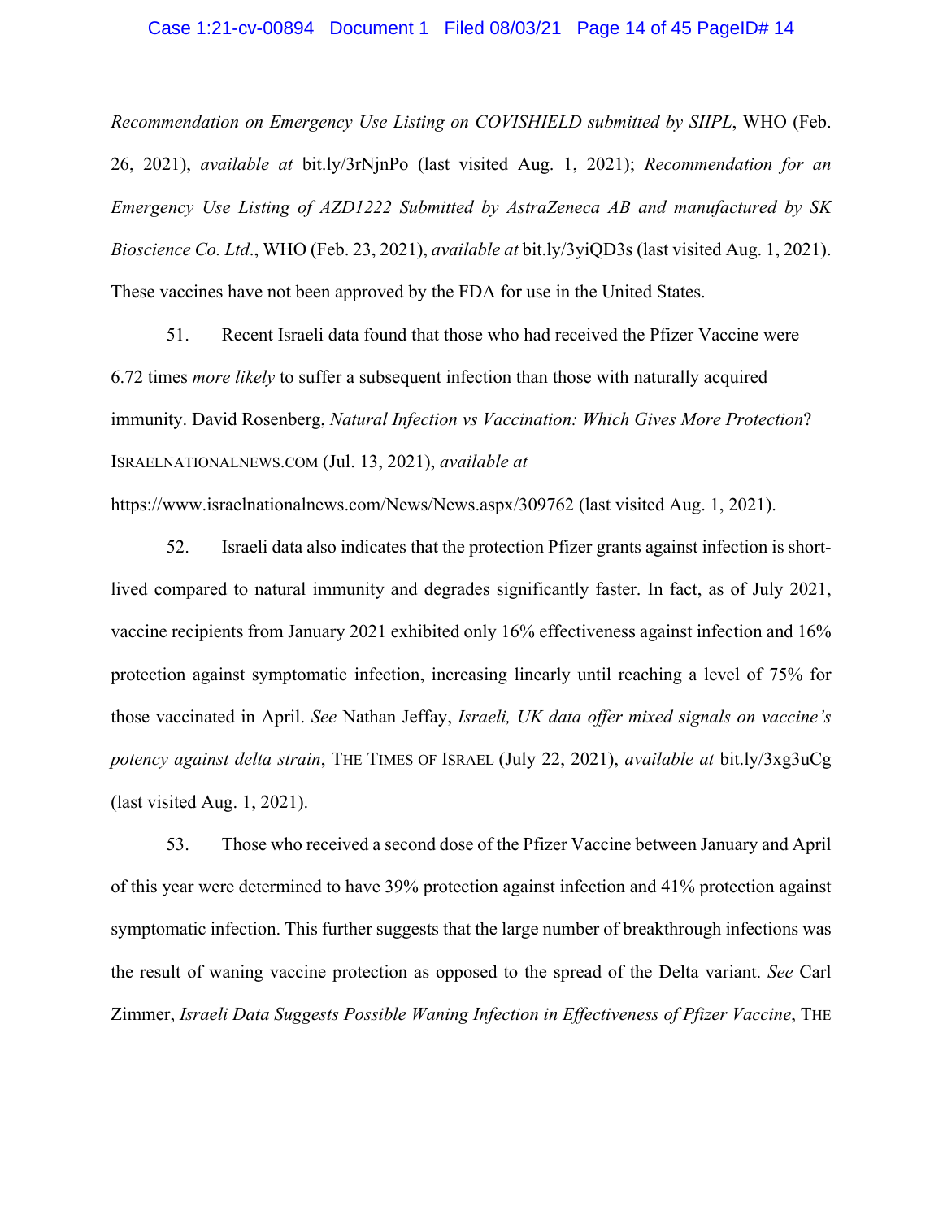*Recommendation on Emergency Use Listing on COVISHIELD submitted by SIIPL*, WHO (Feb. 26, 2021), *available at* bit.ly/3rNjnPo (last visited Aug. 1, 2021); *Recommendation for an Emergency Use Listing of AZD1222 Submitted by AstraZeneca AB and manufactured by SK Bioscience Co. Ltd*., WHO (Feb. 23, 2021), *available at* bit.ly/3yiQD3s (last visited Aug. 1, 2021). These vaccines have not been approved by the FDA for use in the United States.

51. Recent Israeli data found that those who had received the Pfizer Vaccine were 6.72 times *more likely* to suffer a subsequent infection than those with naturally acquired immunity. David Rosenberg, *Natural Infection vs Vaccination: Which Gives More Protection*? ISRAELNATIONALNEWS.COM (Jul. 13, 2021), *available at* https://www.israelnationalnews.com/News/News.aspx/309762 (last visited Aug. 1, 2021).

52. Israeli data also indicates that the protection Pfizer grants against infection is short-lived compared to natural immunity and degrades significantly faster. In fact, as of July 2021, vaccine recipients from January 2021 exhibited only 16% effectiveness against infection and 16% protection against symptomatic infection, increasing linearly until reaching a level of 75% for those vaccinated in April. *See* Nathan Jeffay, *Israeli, UK data offer mixed signals on vaccine's potency against delta strain*, THE TIMES OF ISRAEL (July 22, 2021), *available at* bit.ly/3xg3uCg (last visited Aug. 1, 2021).

53. Those who received a second dose of the Pfizer Vaccine between January and April of this year were determined to have 39% protection against infection and 41% protection against symptomatic infection. This further suggests that the large number of breakthrough infections was the result of waning vaccine protection as opposed to the spread of the Delta variant. *See* Carl Zimmer, *Israeli Data Suggests Possible Waning Infection in Effectiveness of Pfizer Vaccine*, THE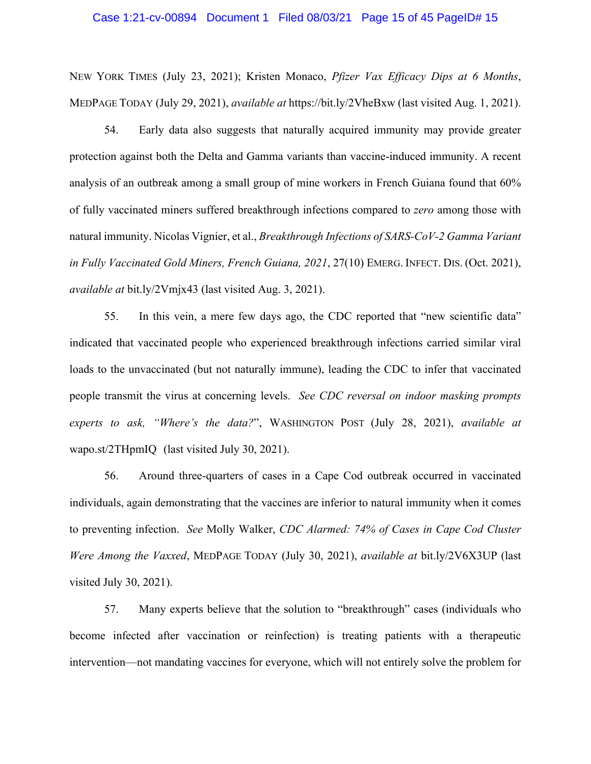NEW YORK TIMES (July 23, 2021); Kristen Monaco, *Pfizer Vax Efficacy Dips at 6 Months*, MEDPAGE TODAY (July 29, 2021), *available at* https://bit.ly/2VheBxw (last visited Aug. 1, 2021).

54. Early data also suggests that naturally acquired immunity may provide greater protection against both the Delta and Gamma variants than vaccine-induced immunity. A recent analysis of an outbreak among a small group of mine workers in French Guiana found that 60% of fully vaccinated miners suffered breakthrough infections compared to *zero* among those with natural immunity. Nicolas Vignier, et al., *Breakthrough Infections of SARS-CoV-2 Gamma Variant in Fully Vaccinated Gold Miners, French Guiana, 2021*, 27(10) EMERG. INFECT. DIS. (Oct. 2021), *available at* bit.ly/2Vmjx43 (last visited Aug. 3, 2021).

55. In this vein, a mere few days ago, the CDC reported that "new scientific data" indicated that vaccinated people who experienced breakthrough infections carried similar viral loads to the unvaccinated (but not naturally immune), leading the CDC to infer that vaccinated people transmit the virus at concerning levels. *See CDC reversal on indoor masking prompts experts to ask, "Where's the data?"*, WASHINGTON POST (July 28, 2021), *available at* wapo.st/2THpmIQ (last visited July 30, 2021).

56. Around three-quarters of cases in a Cape Cod outbreak occurred in vaccinated individuals, again demonstrating that the vaccines are inferior to natural immunity when it comes to preventing infection. *See* Molly Walker, *CDC Alarmed: 74% of Cases in Cape Cod Cluster Were Among the Vaxxed*, MEDPAGE TODAY (July 30, 2021), *available at* bit.ly/2V6X3UP (last visited July 30, 2021).

57. Many experts believe that the solution to "breakthrough" cases (individuals who become infected after vaccination or reinfection) is treating patients with a therapeutic intervention—not mandating vaccines for everyone, which will not entirely solve the problem for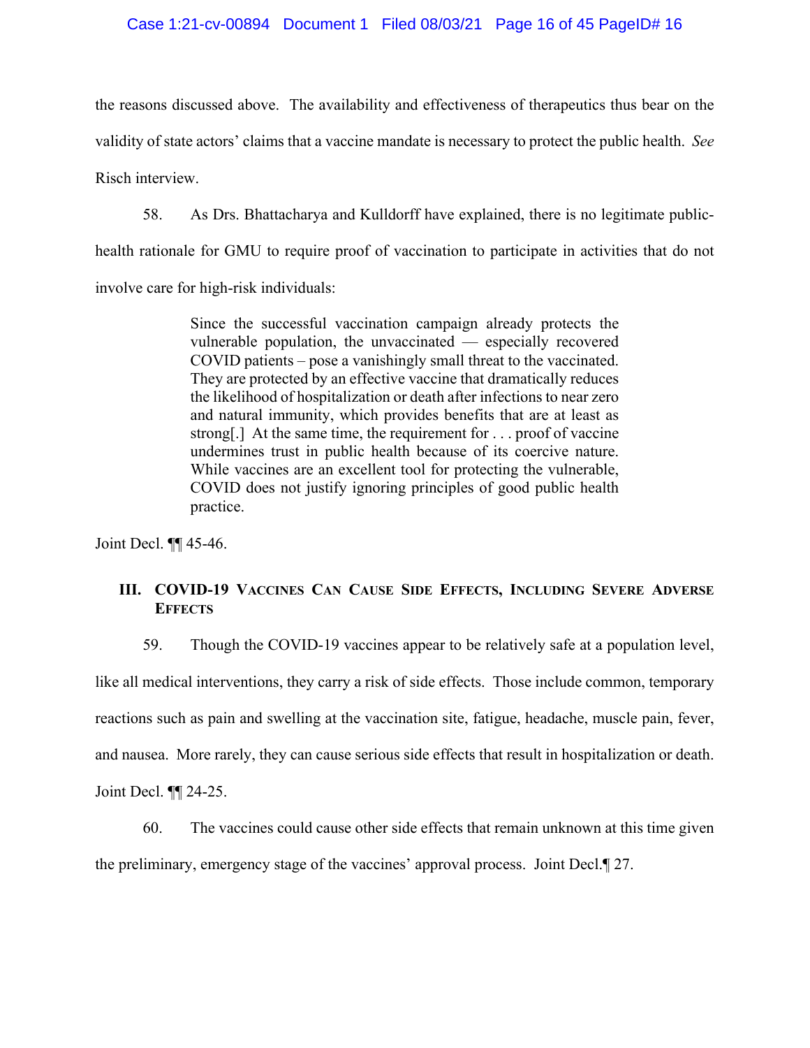the reasons discussed above. The availability and effectiveness of therapeutics thus bear on the validity of state actors' claims that a vaccine mandate is necessary to protect the public health. *See* Risch interview.

58. As Drs. Bhattacharya and Kulldorff have explained, there is no legitimate public-health rationale for GMU to require proof of vaccination to participate in activities that do not involve care for high-risk individuals:

> Since the successful vaccination campaign already protects the vulnerable population, the unvaccinated — especially recovered COVID patients – pose a vanishingly small threat to the vaccinated. They are protected by an effective vaccine that dramatically reduces the likelihood of hospitalization or death after infections to near zero and natural immunity, which provides benefits that are at least as strong[.] At the same time, the requirement for . . . proof of vaccine undermines trust in public health because of its coercive nature. While vaccines are an excellent tool for protecting the vulnerable, COVID does not justify ignoring principles of good public health practice.

Joint Decl. ¶¶ 45-46.

## III. COVID-19 Vaccines Can Cause Side Effects, Including Severe Adverse Effects

59. Though the COVID-19 vaccines appear to be relatively safe at a population level, like all medical interventions, they carry a risk of side effects. Those include common, temporary reactions such as pain and swelling at the vaccination site, fatigue, headache, muscle pain, fever, and nausea. More rarely, they can cause serious side effects that result in hospitalization or death. Joint Decl. ¶¶ 24-25.

60. The vaccines could cause other side effects that remain unknown at this time given the preliminary, emergency stage of the vaccines' approval process. Joint Decl.¶ 27.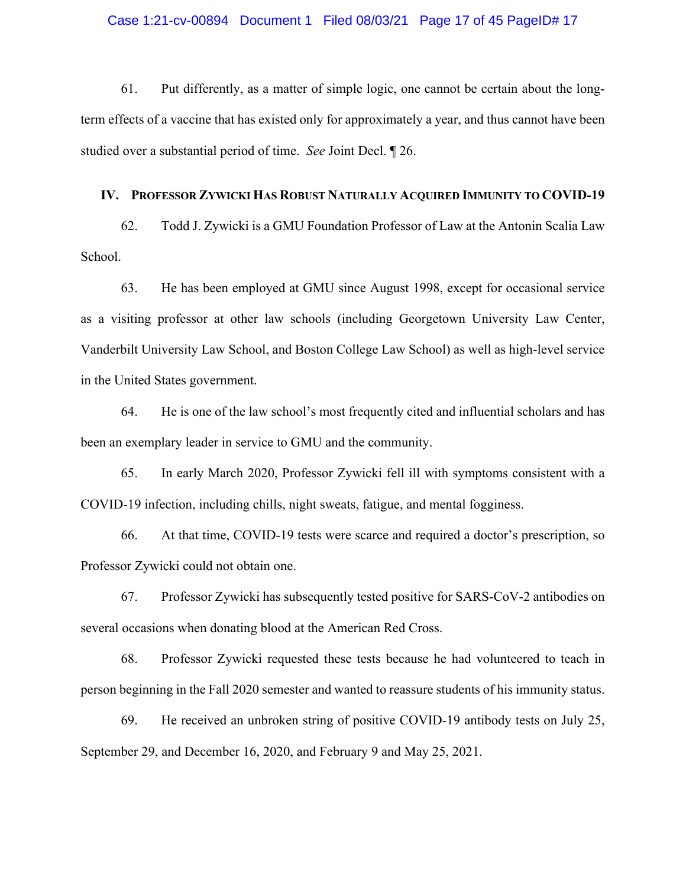61. Put differently, as a matter of simple logic, one cannot be certain about the long-term effects of a vaccine that has existed only for approximately a year, and thus cannot have been studied over a substantial period of time. *See* Joint Decl. ¶ 26.

## IV. Professor Zywicki Has Robust Naturally Acquired Immunity to COVID-19

62. Todd J. Zywicki is a GMU Foundation Professor of Law at the Antonin Scalia Law School.

63. He has been employed at GMU since August 1998, except for occasional service as a visiting professor at other law schools (including Georgetown University Law Center, Vanderbilt University Law School, and Boston College Law School) as well as high-level service in the United States government.

64. He is one of the law school's most frequently cited and influential scholars and has been an exemplary leader in service to GMU and the community.

65. In early March 2020, Professor Zywicki fell ill with symptoms consistent with a COVID-19 infection, including chills, night sweats, fatigue, and mental fogginess.

66. At that time, COVID-19 tests were scarce and required a doctor's prescription, so Professor Zywicki could not obtain one.

67. Professor Zywicki has subsequently tested positive for SARS-CoV-2 antibodies on several occasions when donating blood at the American Red Cross.

68. Professor Zywicki requested these tests because he had volunteered to teach in person beginning in the Fall 2020 semester and wanted to reassure students of his immunity status.

69. He received an unbroken string of positive COVID-19 antibody tests on July 25, September 29, and December 16, 2020, and February 9 and May 25, 2021.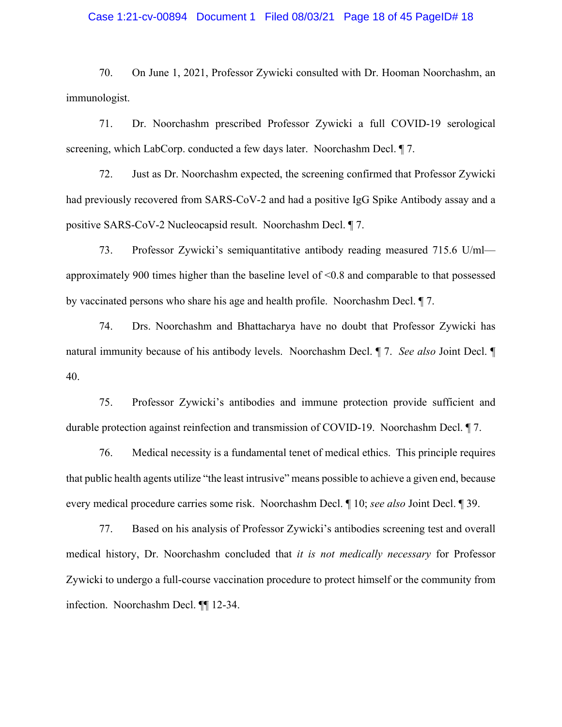70. On June 1, 2021, Professor Zywicki consulted with Dr. Hooman Noorchashm, an immunologist.

71. Dr. Noorchashm prescribed Professor Zywicki a full COVID-19 serological screening, which LabCorp. conducted a few days later. Noorchashm Decl. ¶ 7.

72. Just as Dr. Noorchashm expected, the screening confirmed that Professor Zywicki had previously recovered from SARS-CoV-2 and had a positive IgG Spike Antibody assay and a positive SARS-CoV-2 Nucleocapsid result. Noorchashm Decl. ¶ 7.

73. Professor Zywicki's semiquantitative antibody reading measured 715.6 U/ml—approximately 900 times higher than the baseline level of <0.8 and comparable to that possessed by vaccinated persons who share his age and health profile. Noorchashm Decl. ¶ 7.

74. Drs. Noorchashm and Bhattacharya have no doubt that Professor Zywicki has natural immunity because of his antibody levels. Noorchashm Decl. ¶ 7. *See also* Joint Decl. ¶ 40.

75. Professor Zywicki's antibodies and immune protection provide sufficient and durable protection against reinfection and transmission of COVID-19. Noorchashm Decl. ¶ 7.

76. Medical necessity is a fundamental tenet of medical ethics. This principle requires that public health agents utilize "the least intrusive" means possible to achieve a given end, because every medical procedure carries some risk. Noorchashm Decl. ¶ 10; *see also* Joint Decl. ¶ 39.

77. Based on his analysis of Professor Zywicki's antibodies screening test and overall medical history, Dr. Noorchashm concluded that *it is not medically necessary* for Professor Zywicki to undergo a full-course vaccination procedure to protect himself or the community from infection. Noorchashm Decl. ¶¶ 12-34.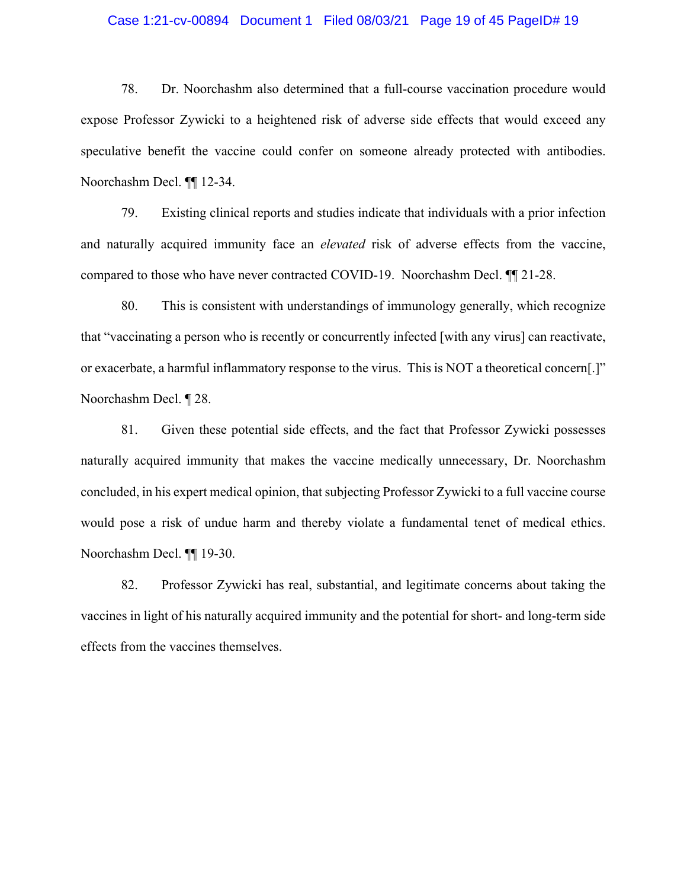78. Dr. Noorchashm also determined that a full-course vaccination procedure would expose Professor Zywicki to a heightened risk of adverse side effects that would exceed any speculative benefit the vaccine could confer on someone already protected with antibodies. Noorchashm Decl. ¶¶ 12-34.

79. Existing clinical reports and studies indicate that individuals with a prior infection and naturally acquired immunity face an *elevated* risk of adverse effects from the vaccine, compared to those who have never contracted COVID-19. Noorchashm Decl. ¶¶ 21-28.

80. This is consistent with understandings of immunology generally, which recognize that "vaccinating a person who is recently or concurrently infected [with any virus] can reactivate, or exacerbate, a harmful inflammatory response to the virus. This is NOT a theoretical concern[.]" Noorchashm Decl. ¶ 28.

81. Given these potential side effects, and the fact that Professor Zywicki possesses naturally acquired immunity that makes the vaccine medically unnecessary, Dr. Noorchashm concluded, in his expert medical opinion, that subjecting Professor Zywicki to a full vaccine course would pose a risk of undue harm and thereby violate a fundamental tenet of medical ethics. Noorchashm Decl. ¶¶ 19-30.

82. Professor Zywicki has real, substantial, and legitimate concerns about taking the vaccines in light of his naturally acquired immunity and the potential for short- and long-term side effects from the vaccines themselves.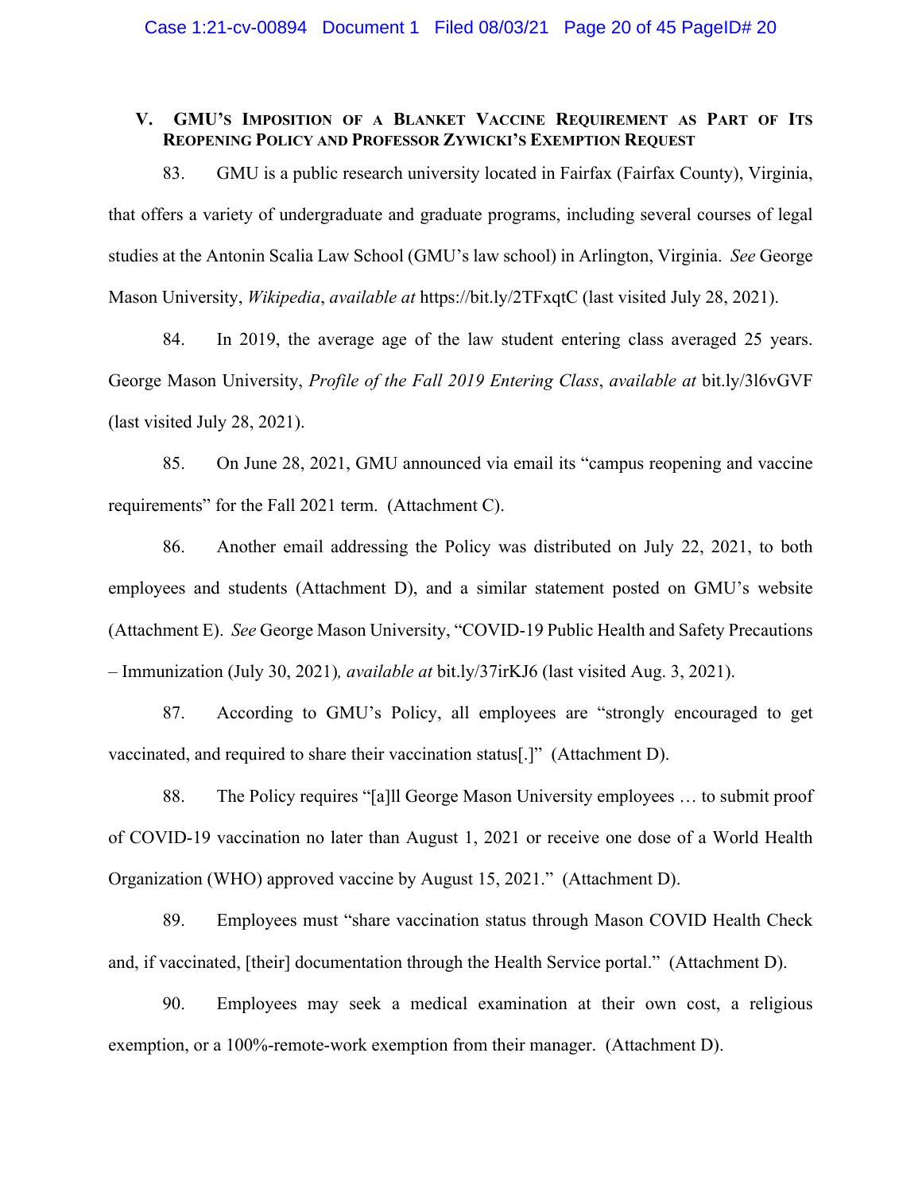## V. GMU's Imposition of a Blanket Vaccine Requirement as Part of Its Reopening Policy and Professor Zywicki's Exemption Request

83. GMU is a public research university located in Fairfax (Fairfax County), Virginia, that offers a variety of undergraduate and graduate programs, including several courses of legal studies at the Antonin Scalia Law School (GMU's law school) in Arlington, Virginia. *See* George Mason University, *Wikipedia*, *available at* https://bit.ly/2TFxqtC (last visited July 28, 2021).

84. In 2019, the average age of the law student entering class averaged 25 years. George Mason University, *Profile of the Fall 2019 Entering Class*, *available at* bit.ly/3l6vGVF (last visited July 28, 2021).

85. On June 28, 2021, GMU announced via email its "campus reopening and vaccine requirements" for the Fall 2021 term. (Attachment C).

86. Another email addressing the Policy was distributed on July 22, 2021, to both employees and students (Attachment D), and a similar statement posted on GMU's website (Attachment E). *See* George Mason University, "COVID-19 Public Health and Safety Precautions – Immunization (July 30, 2021)*, available at* bit.ly/37irKJ6 (last visited Aug. 3, 2021).

87. According to GMU's Policy, all employees are "strongly encouraged to get vaccinated, and required to share their vaccination status[.]" (Attachment D).

88. The Policy requires "[a]ll George Mason University employees … to submit proof of COVID-19 vaccination no later than August 1, 2021 or receive one dose of a World Health Organization (WHO) approved vaccine by August 15, 2021." (Attachment D).

89. Employees must "share vaccination status through Mason COVID Health Check and, if vaccinated, [their] documentation through the Health Service portal." (Attachment D).

90. Employees may seek a medical examination at their own cost, a religious exemption, or a 100%-remote-work exemption from their manager. (Attachment D).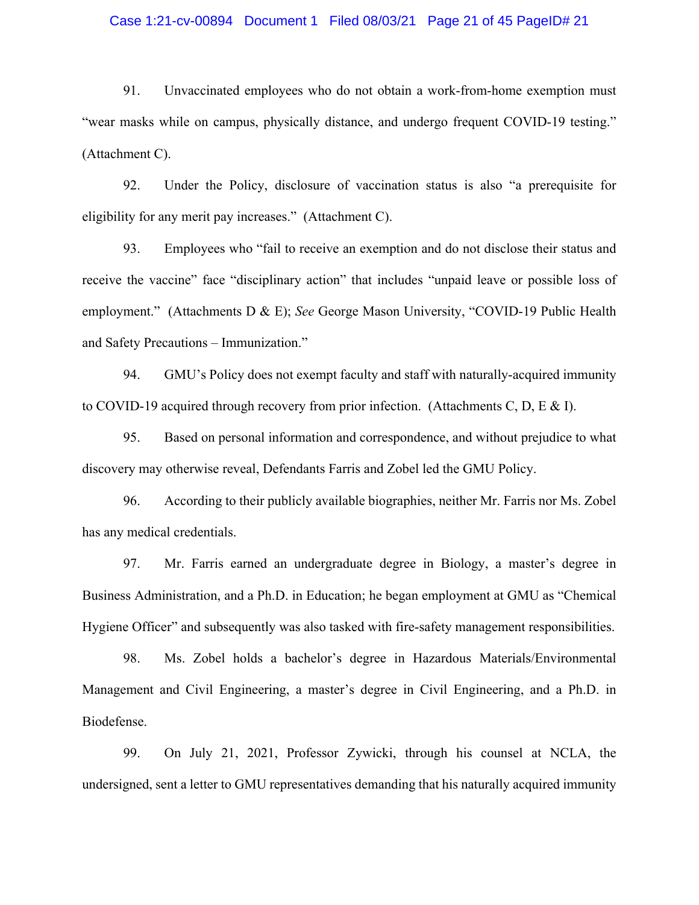91. Unvaccinated employees who do not obtain a work-from-home exemption must "wear masks while on campus, physically distance, and undergo frequent COVID-19 testing." (Attachment C).

92. Under the Policy, disclosure of vaccination status is also "a prerequisite for eligibility for any merit pay increases." (Attachment C).

93. Employees who "fail to receive an exemption and do not disclose their status and receive the vaccine" face "disciplinary action" that includes "unpaid leave or possible loss of employment." (Attachments D & E); *See* George Mason University, "COVID-19 Public Health and Safety Precautions – Immunization."

94. GMU's Policy does not exempt faculty and staff with naturally-acquired immunity to COVID-19 acquired through recovery from prior infection. (Attachments C, D, E & I).

95. Based on personal information and correspondence, and without prejudice to what discovery may otherwise reveal, Defendants Farris and Zobel led the GMU Policy.

96. According to their publicly available biographies, neither Mr. Farris nor Ms. Zobel has any medical credentials.

97. Mr. Farris earned an undergraduate degree in Biology, a master's degree in Business Administration, and a Ph.D. in Education; he began employment at GMU as "Chemical Hygiene Officer" and subsequently was also tasked with fire-safety management responsibilities.

98. Ms. Zobel holds a bachelor's degree in Hazardous Materials/Environmental Management and Civil Engineering, a master's degree in Civil Engineering, and a Ph.D. in Biodefense.

99. On July 21, 2021, Professor Zywicki, through his counsel at NCLA, the undersigned, sent a letter to GMU representatives demanding that his naturally acquired immunity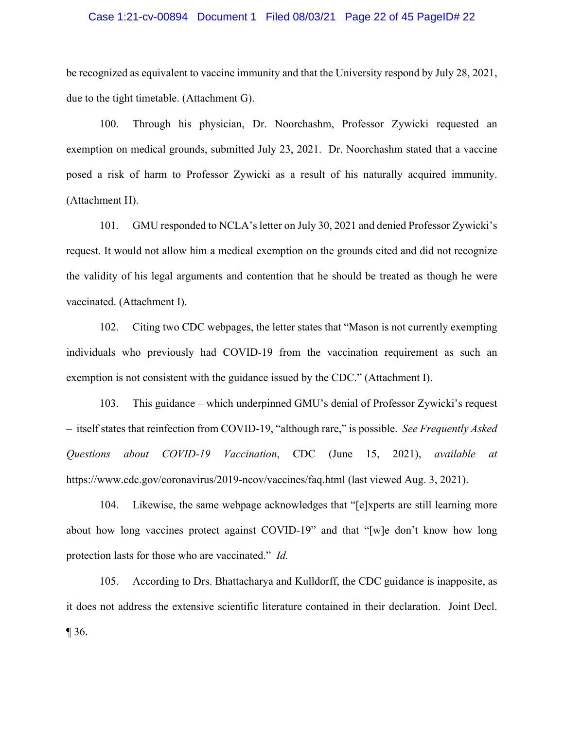be recognized as equivalent to vaccine immunity and that the University respond by July 28, 2021, due to the tight timetable. (Attachment G).

100. Through his physician, Dr. Noorchashm, Professor Zywicki requested an exemption on medical grounds, submitted July 23, 2021. Dr. Noorchashm stated that a vaccine posed a risk of harm to Professor Zywicki as a result of his naturally acquired immunity. (Attachment H).

101. GMU responded to NCLA's letter on July 30, 2021 and denied Professor Zywicki's request. It would not allow him a medical exemption on the grounds cited and did not recognize the validity of his legal arguments and contention that he should be treated as though he were vaccinated. (Attachment I).

102. Citing two CDC webpages, the letter states that "Mason is not currently exempting individuals who previously had COVID-19 from the vaccination requirement as such an exemption is not consistent with the guidance issued by the CDC." (Attachment I).

103. This guidance – which underpinned GMU's denial of Professor Zywicki's request – itself states that reinfection from COVID-19, "although rare," is possible. *See Frequently Asked Questions about COVID-19 Vaccination*, CDC (June 15, 2021), *available at* https://www.cdc.gov/coronavirus/2019-ncov/vaccines/faq.html (last viewed Aug. 3, 2021).

104. Likewise, the same webpage acknowledges that "[e]xperts are still learning more about how long vaccines protect against COVID-19" and that "[w]e don't know how long protection lasts for those who are vaccinated." *Id.*

105. According to Drs. Bhattacharya and Kulldorff, the CDC guidance is inapposite, as it does not address the extensive scientific literature contained in their declaration. Joint Decl. ¶ 36.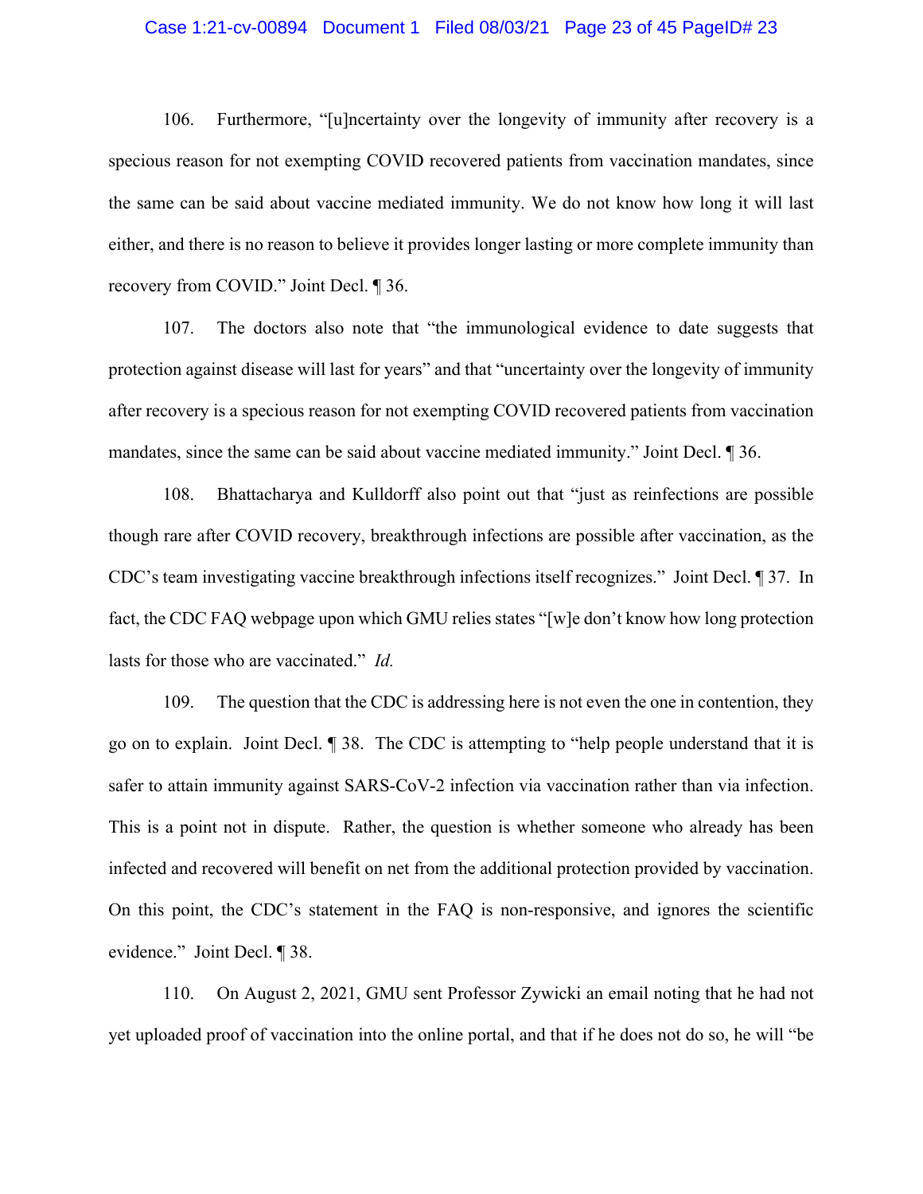106. Furthermore, "[u]ncertainty over the longevity of immunity after recovery is a specious reason for not exempting COVID recovered patients from vaccination mandates, since the same can be said about vaccine mediated immunity. We do not know how long it will last either, and there is no reason to believe it provides longer lasting or more complete immunity than recovery from COVID." Joint Decl. ¶ 36.

107. The doctors also note that "the immunological evidence to date suggests that protection against disease will last for years" and that "uncertainty over the longevity of immunity after recovery is a specious reason for not exempting COVID recovered patients from vaccination mandates, since the same can be said about vaccine mediated immunity." Joint Decl. ¶ 36.

108. Bhattacharya and Kulldorff also point out that "just as reinfections are possible though rare after COVID recovery, breakthrough infections are possible after vaccination, as the CDC's team investigating vaccine breakthrough infections itself recognizes." Joint Decl. ¶ 37. In fact, the CDC FAQ webpage upon which GMU relies states "[w]e don't know how long protection lasts for those who are vaccinated." *Id.*

109. The question that the CDC is addressing here is not even the one in contention, they go on to explain. Joint Decl. ¶ 38. The CDC is attempting to "help people understand that it is safer to attain immunity against SARS-CoV-2 infection via vaccination rather than via infection. This is a point not in dispute. Rather, the question is whether someone who already has been infected and recovered will benefit on net from the additional protection provided by vaccination. On this point, the CDC's statement in the FAQ is non-responsive, and ignores the scientific evidence." Joint Decl. ¶ 38.

110. On August 2, 2021, GMU sent Professor Zywicki an email noting that he had not yet uploaded proof of vaccination into the online portal, and that if he does not do so, he will "be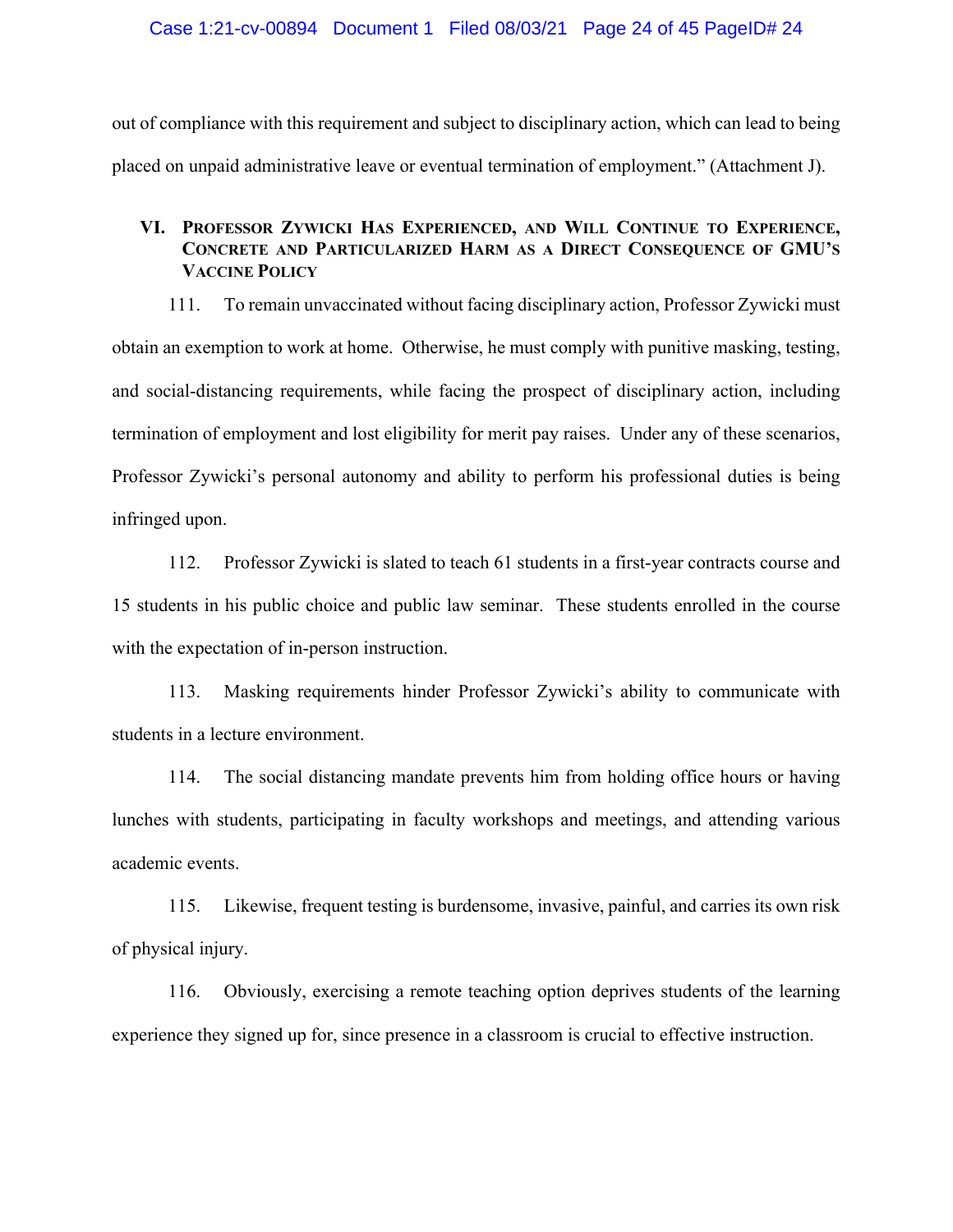out of compliance with this requirement and subject to disciplinary action, which can lead to being placed on unpaid administrative leave or eventual termination of employment." (Attachment J).

## VI. Professor Zywicki Has Experienced, and Will Continue to Experience, Concrete and Particularized Harm as a Direct Consequence of GMU's Vaccine Policy

111. To remain unvaccinated without facing disciplinary action, Professor Zywicki must obtain an exemption to work at home. Otherwise, he must comply with punitive masking, testing, and social-distancing requirements, while facing the prospect of disciplinary action, including termination of employment and lost eligibility for merit pay raises. Under any of these scenarios, Professor Zywicki's personal autonomy and ability to perform his professional duties is being infringed upon.

112. Professor Zywicki is slated to teach 61 students in a first-year contracts course and 15 students in his public choice and public law seminar. These students enrolled in the course with the expectation of in-person instruction.

113. Masking requirements hinder Professor Zywicki's ability to communicate with students in a lecture environment.

114. The social distancing mandate prevents him from holding office hours or having lunches with students, participating in faculty workshops and meetings, and attending various academic events.

115. Likewise, frequent testing is burdensome, invasive, painful, and carries its own risk of physical injury.

116. Obviously, exercising a remote teaching option deprives students of the learning experience they signed up for, since presence in a classroom is crucial to effective instruction.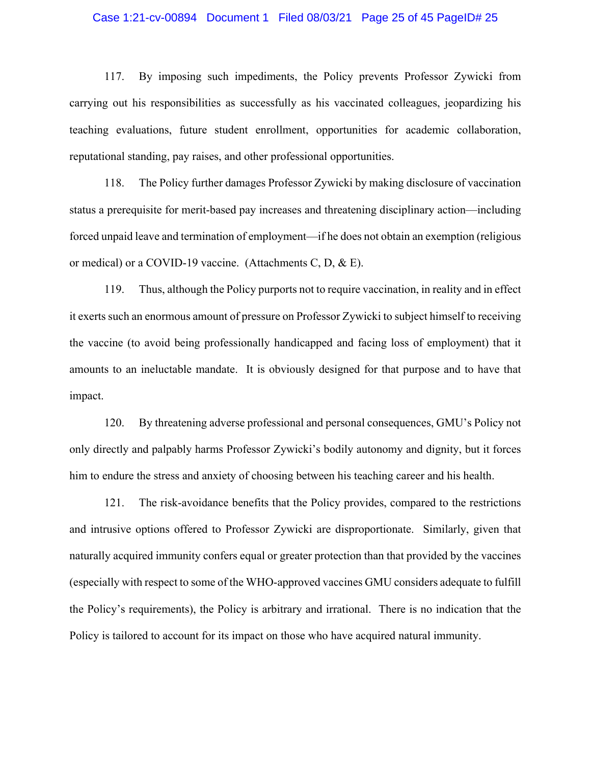117. By imposing such impediments, the Policy prevents Professor Zywicki from carrying out his responsibilities as successfully as his vaccinated colleagues, jeopardizing his teaching evaluations, future student enrollment, opportunities for academic collaboration, reputational standing, pay raises, and other professional opportunities.

118. The Policy further damages Professor Zywicki by making disclosure of vaccination status a prerequisite for merit-based pay increases and threatening disciplinary action—including forced unpaid leave and termination of employment—if he does not obtain an exemption (religious or medical) or a COVID-19 vaccine. (Attachments C, D, & E).

119. Thus, although the Policy purports not to require vaccination, in reality and in effect it exerts such an enormous amount of pressure on Professor Zywicki to subject himself to receiving the vaccine (to avoid being professionally handicapped and facing loss of employment) that it amounts to an ineluctable mandate. It is obviously designed for that purpose and to have that impact.

120. By threatening adverse professional and personal consequences, GMU's Policy not only directly and palpably harms Professor Zywicki's bodily autonomy and dignity, but it forces him to endure the stress and anxiety of choosing between his teaching career and his health.

121. The risk-avoidance benefits that the Policy provides, compared to the restrictions and intrusive options offered to Professor Zywicki are disproportionate. Similarly, given that naturally acquired immunity confers equal or greater protection than that provided by the vaccines (especially with respect to some of the WHO-approved vaccines GMU considers adequate to fulfill the Policy's requirements), the Policy is arbitrary and irrational. There is no indication that the Policy is tailored to account for its impact on those who have acquired natural immunity.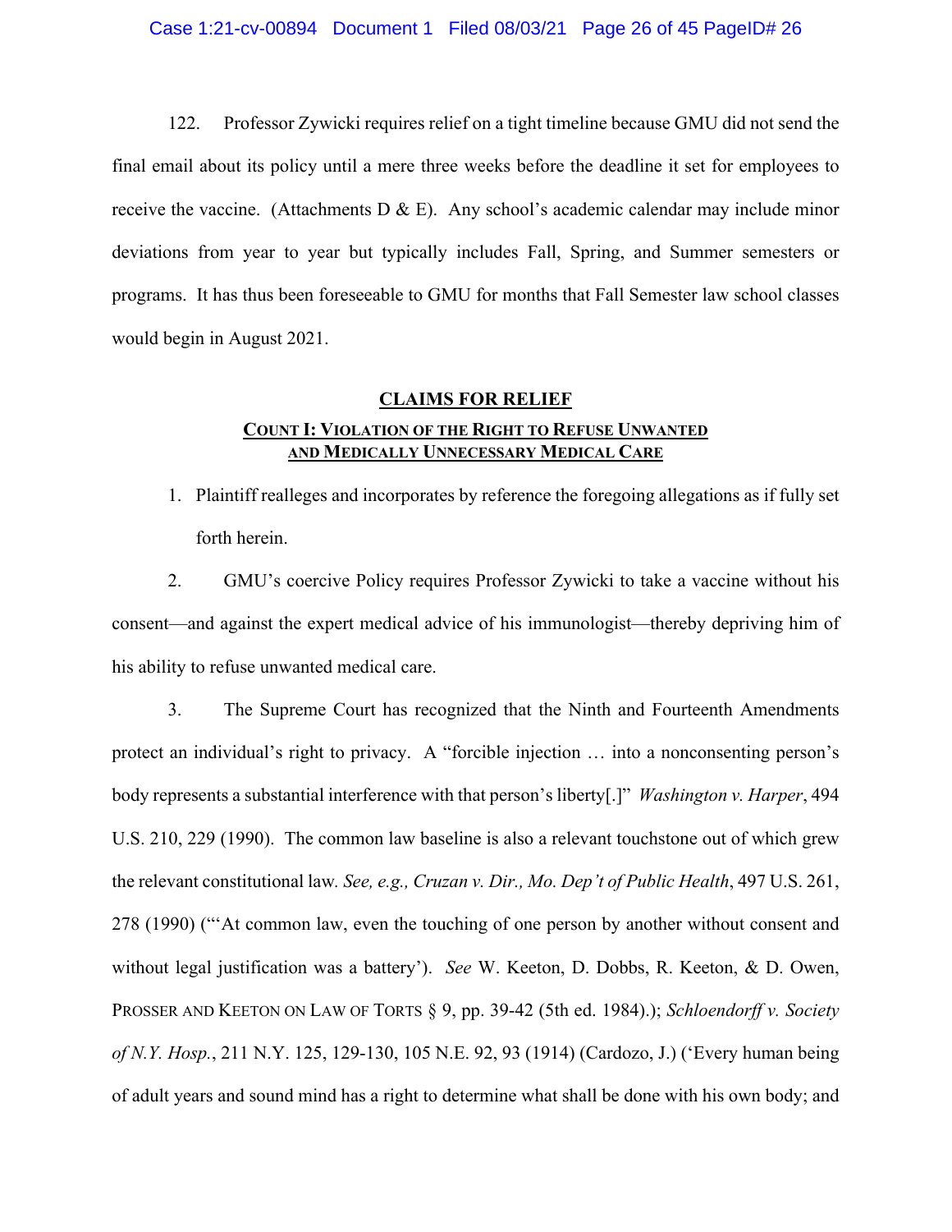122. Professor Zywicki requires relief on a tight timeline because GMU did not send the final email about its policy until a mere three weeks before the deadline it set for employees to receive the vaccine. (Attachments D & E). Any school's academic calendar may include minor deviations from year to year but typically includes Fall, Spring, and Summer semesters or programs. It has thus been foreseeable to GMU for months that Fall Semester law school classes would begin in August 2021.

## CLAIMS FOR RELIEF

### COUNT I: VIOLATION OF THE RIGHT TO REFUSE UNWANTED AND MEDICALLY UNNECESSARY MEDICAL CARE

1. Plaintiff realleges and incorporates by reference the foregoing allegations as if fully set forth herein.

2. GMU's coercive Policy requires Professor Zywicki to take a vaccine without his consent—and against the expert medical advice of his immunologist—thereby depriving him of his ability to refuse unwanted medical care.

3. The Supreme Court has recognized that the Ninth and Fourteenth Amendments protect an individual's right to privacy. A "forcible injection … into a nonconsenting person's body represents a substantial interference with that person's liberty[.]" *Washington v. Harper*, 494 U.S. 210, 229 (1990). The common law baseline is also a relevant touchstone out of which grew the relevant constitutional law. *See, e.g., Cruzan v. Dir., Mo. Dep't of Public Health*, 497 U.S. 261, 278 (1990) ("'At common law, even the touching of one person by another without consent and without legal justification was a battery'). *See* W. Keeton, D. Dobbs, R. Keeton, & D. Owen, PROSSER AND KEETON ON LAW OF TORTS § 9, pp. 39-42 (5th ed. 1984).); *Schloendorff v. Society of N.Y. Hosp.*, 211 N.Y. 125, 129-130, 105 N.E. 92, 93 (1914) (Cardozo, J.) ('Every human being of adult years and sound mind has a right to determine what shall be done with his own body; and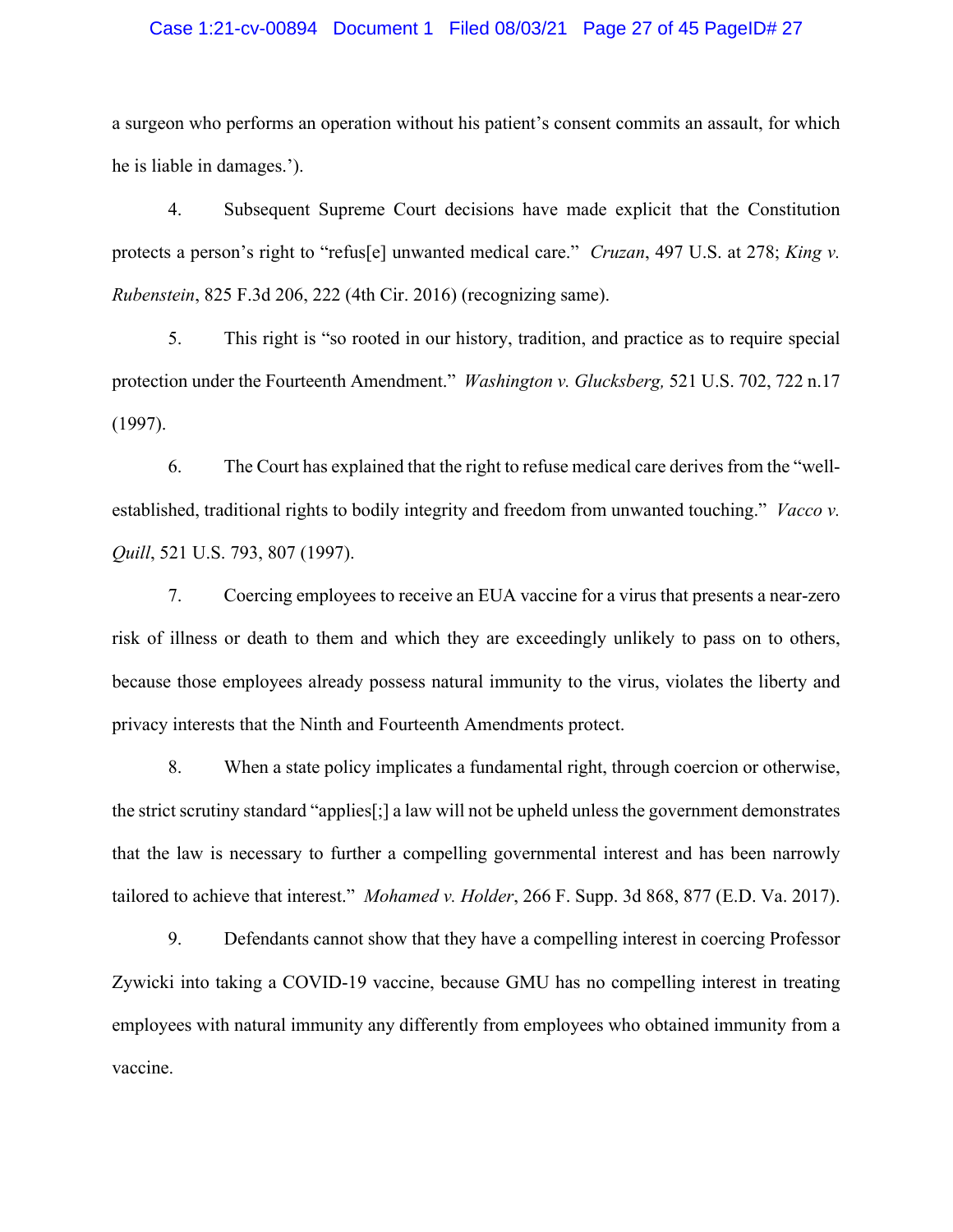a surgeon who performs an operation without his patient's consent commits an assault, for which he is liable in damages.').

4. Subsequent Supreme Court decisions have made explicit that the Constitution protects a person's right to "refus[e] unwanted medical care." *Cruzan*, 497 U.S. at 278; *King v. Rubenstein*, 825 F.3d 206, 222 (4th Cir. 2016) (recognizing same).

5. This right is "so rooted in our history, tradition, and practice as to require special protection under the Fourteenth Amendment." *Washington v. Glucksberg,* 521 U.S. 702, 722 n.17 (1997).

6. The Court has explained that the right to refuse medical care derives from the "well-established, traditional rights to bodily integrity and freedom from unwanted touching." *Vacco v. Quill*, 521 U.S. 793, 807 (1997).

7. Coercing employees to receive an EUA vaccine for a virus that presents a near-zero risk of illness or death to them and which they are exceedingly unlikely to pass on to others, because those employees already possess natural immunity to the virus, violates the liberty and privacy interests that the Ninth and Fourteenth Amendments protect.

8. When a state policy implicates a fundamental right, through coercion or otherwise, the strict scrutiny standard "applies[;] a law will not be upheld unless the government demonstrates that the law is necessary to further a compelling governmental interest and has been narrowly tailored to achieve that interest." *Mohamed v. Holder*, 266 F. Supp. 3d 868, 877 (E.D. Va. 2017).

9. Defendants cannot show that they have a compelling interest in coercing Professor Zywicki into taking a COVID-19 vaccine, because GMU has no compelling interest in treating employees with natural immunity any differently from employees who obtained immunity from a vaccine.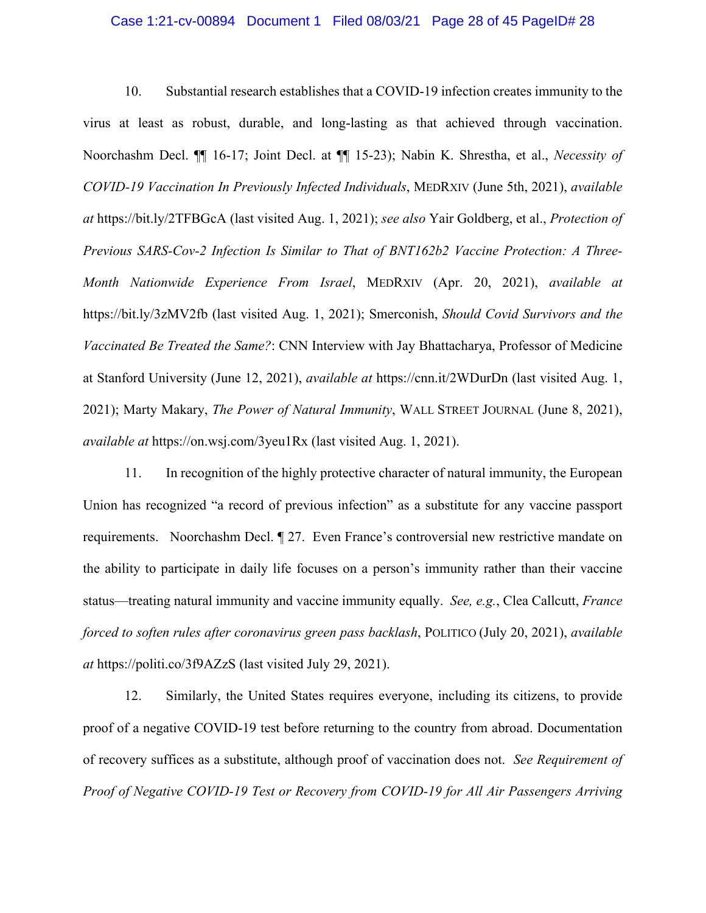10. Substantial research establishes that a COVID-19 infection creates immunity to the virus at least as robust, durable, and long-lasting as that achieved through vaccination. Noorchashm Decl. ¶¶ 16-17; Joint Decl. at ¶¶ 15-23); Nabin K. Shrestha, et al., *Necessity of COVID-19 Vaccination In Previously Infected Individuals*, MEDRXIV (June 5th, 2021), *available at* https://bit.ly/2TFBGcA (last visited Aug. 1, 2021); *see also* Yair Goldberg, et al., *Protection of Previous SARS-Cov-2 Infection Is Similar to That of BNT162b2 Vaccine Protection: A Three-Month Nationwide Experience From Israel*, MEDRXIV (Apr. 20, 2021), *available at* https://bit.ly/3zMV2fb (last visited Aug. 1, 2021); Smerconish, *Should Covid Survivors and the Vaccinated Be Treated the Same?*: CNN Interview with Jay Bhattacharya, Professor of Medicine at Stanford University (June 12, 2021), *available at* https://cnn.it/2WDurDn (last visited Aug. 1, 2021); Marty Makary, *The Power of Natural Immunity*, WALL STREET JOURNAL (June 8, 2021), *available at* https://on.wsj.com/3yeu1Rx (last visited Aug. 1, 2021).

11. In recognition of the highly protective character of natural immunity, the European Union has recognized "a record of previous infection" as a substitute for any vaccine passport requirements. Noorchashm Decl. ¶ 27. Even France's controversial new restrictive mandate on the ability to participate in daily life focuses on a person's immunity rather than their vaccine status—treating natural immunity and vaccine immunity equally. *See, e.g.*, Clea Callcutt, *France forced to soften rules after coronavirus green pass backlash*, POLITICO (July 20, 2021), *available at* https://politi.co/3f9AZzS (last visited July 29, 2021).

12. Similarly, the United States requires everyone, including its citizens, to provide proof of a negative COVID-19 test before returning to the country from abroad. Documentation of recovery suffices as a substitute, although proof of vaccination does not. *See Requirement of Proof of Negative COVID-19 Test or Recovery from COVID-19 for All Air Passengers Arriving*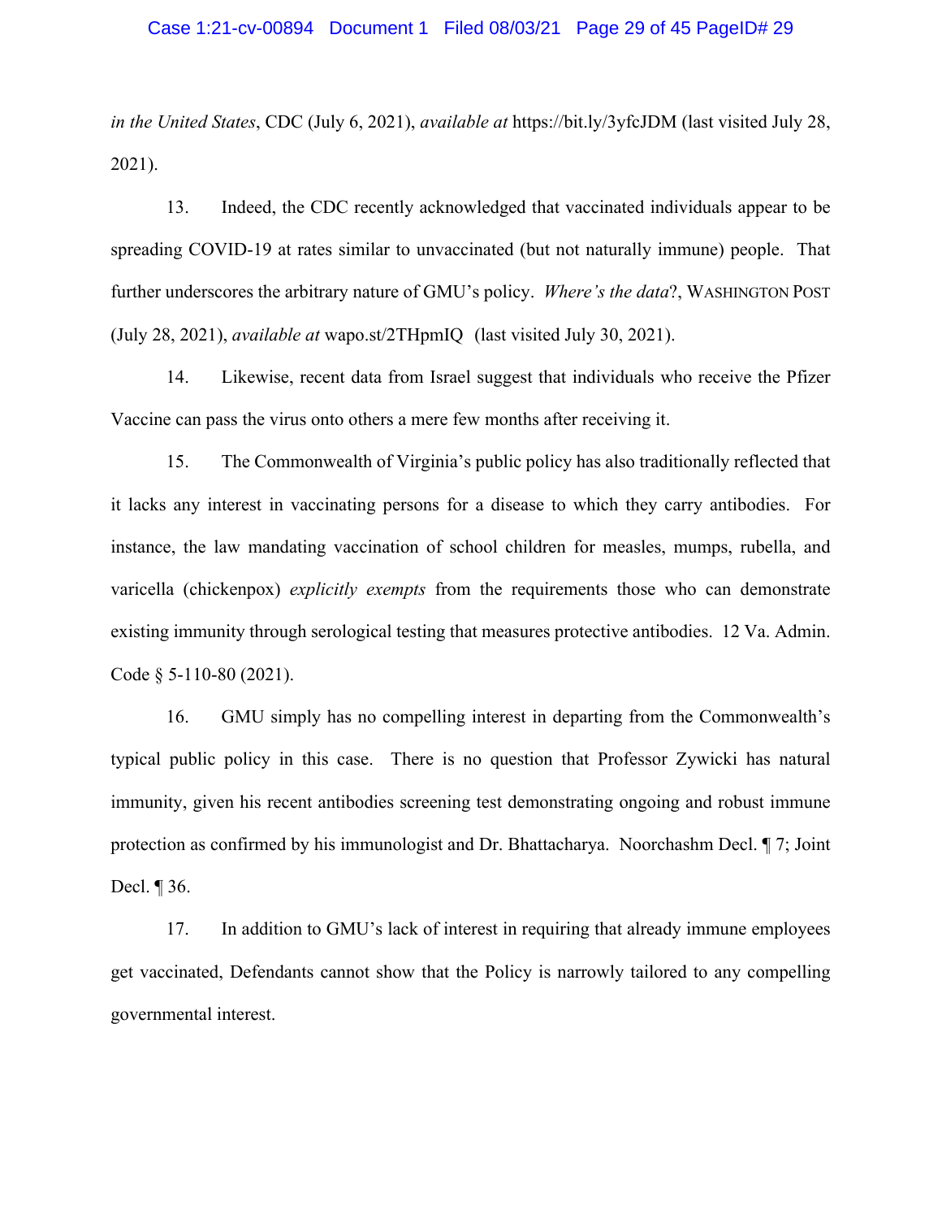*in the United States*, CDC (July 6, 2021), *available at* https://bit.ly/3yfcJDM (last visited July 28, 2021).

13. Indeed, the CDC recently acknowledged that vaccinated individuals appear to be spreading COVID-19 at rates similar to unvaccinated (but not naturally immune) people. That further underscores the arbitrary nature of GMU's policy. *Where's the data*?, WASHINGTON POST (July 28, 2021), *available at* wapo.st/2THpmIQ (last visited July 30, 2021).

14. Likewise, recent data from Israel suggest that individuals who receive the Pfizer Vaccine can pass the virus onto others a mere few months after receiving it.

15. The Commonwealth of Virginia's public policy has also traditionally reflected that it lacks any interest in vaccinating persons for a disease to which they carry antibodies. For instance, the law mandating vaccination of school children for measles, mumps, rubella, and varicella (chickenpox) *explicitly exempts* from the requirements those who can demonstrate existing immunity through serological testing that measures protective antibodies. 12 Va. Admin. Code § 5-110-80 (2021).

16. GMU simply has no compelling interest in departing from the Commonwealth's typical public policy in this case. There is no question that Professor Zywicki has natural immunity, given his recent antibodies screening test demonstrating ongoing and robust immune protection as confirmed by his immunologist and Dr. Bhattacharya. Noorchashm Decl. ¶ 7; Joint Decl. ¶ 36.

17. In addition to GMU's lack of interest in requiring that already immune employees get vaccinated, Defendants cannot show that the Policy is narrowly tailored to any compelling governmental interest.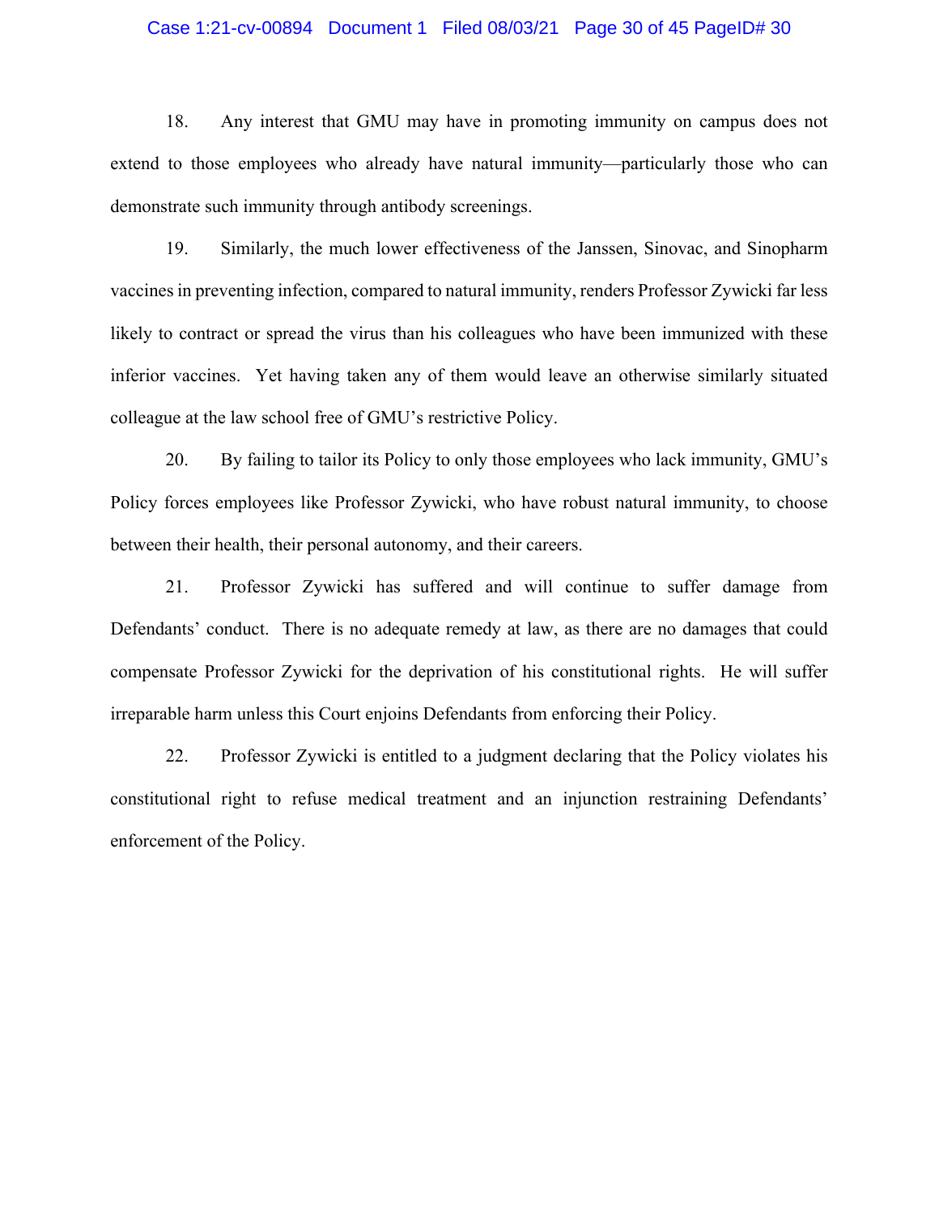18. Any interest that GMU may have in promoting immunity on campus does not extend to those employees who already have natural immunity—particularly those who can demonstrate such immunity through antibody screenings.

19. Similarly, the much lower effectiveness of the Janssen, Sinovac, and Sinopharm vaccines in preventing infection, compared to natural immunity, renders Professor Zywicki far less likely to contract or spread the virus than his colleagues who have been immunized with these inferior vaccines. Yet having taken any of them would leave an otherwise similarly situated colleague at the law school free of GMU's restrictive Policy.

20. By failing to tailor its Policy to only those employees who lack immunity, GMU's Policy forces employees like Professor Zywicki, who have robust natural immunity, to choose between their health, their personal autonomy, and their careers.

21. Professor Zywicki has suffered and will continue to suffer damage from Defendants' conduct. There is no adequate remedy at law, as there are no damages that could compensate Professor Zywicki for the deprivation of his constitutional rights. He will suffer irreparable harm unless this Court enjoins Defendants from enforcing their Policy.

22. Professor Zywicki is entitled to a judgment declaring that the Policy violates his constitutional right to refuse medical treatment and an injunction restraining Defendants' enforcement of the Policy.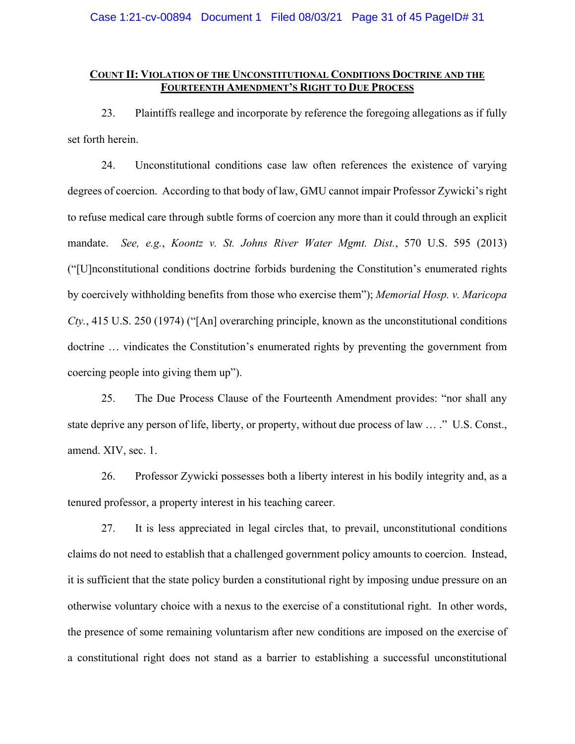**COUNT II: VIOLATION OF THE UNCONSTITUTIONAL CONDITIONS DOCTRINE AND THE FOURTEENTH AMENDMENT'S RIGHT TO DUE PROCESS**

23. Plaintiffs reallege and incorporate by reference the foregoing allegations as if fully set forth herein.

24. Unconstitutional conditions case law often references the existence of varying degrees of coercion. According to that body of law, GMU cannot impair Professor Zywicki's right to refuse medical care through subtle forms of coercion any more than it could through an explicit mandate. *See, e.g.*, *Koontz v. St. Johns River Water Mgmt. Dist.*, 570 U.S. 595 (2013) ("[U]nconstitutional conditions doctrine forbids burdening the Constitution's enumerated rights by coercively withholding benefits from those who exercise them"); *Memorial Hosp. v. Maricopa Cty.*, 415 U.S. 250 (1974) ("[An] overarching principle, known as the unconstitutional conditions doctrine … vindicates the Constitution's enumerated rights by preventing the government from coercing people into giving them up").

25. The Due Process Clause of the Fourteenth Amendment provides: "nor shall any state deprive any person of life, liberty, or property, without due process of law … ." U.S. Const., amend. XIV, sec. 1.

26. Professor Zywicki possesses both a liberty interest in his bodily integrity and, as a tenured professor, a property interest in his teaching career.

27. It is less appreciated in legal circles that, to prevail, unconstitutional conditions claims do not need to establish that a challenged government policy amounts to coercion. Instead, it is sufficient that the state policy burden a constitutional right by imposing undue pressure on an otherwise voluntary choice with a nexus to the exercise of a constitutional right. In other words, the presence of some remaining voluntarism after new conditions are imposed on the exercise of a constitutional right does not stand as a barrier to establishing a successful unconstitutional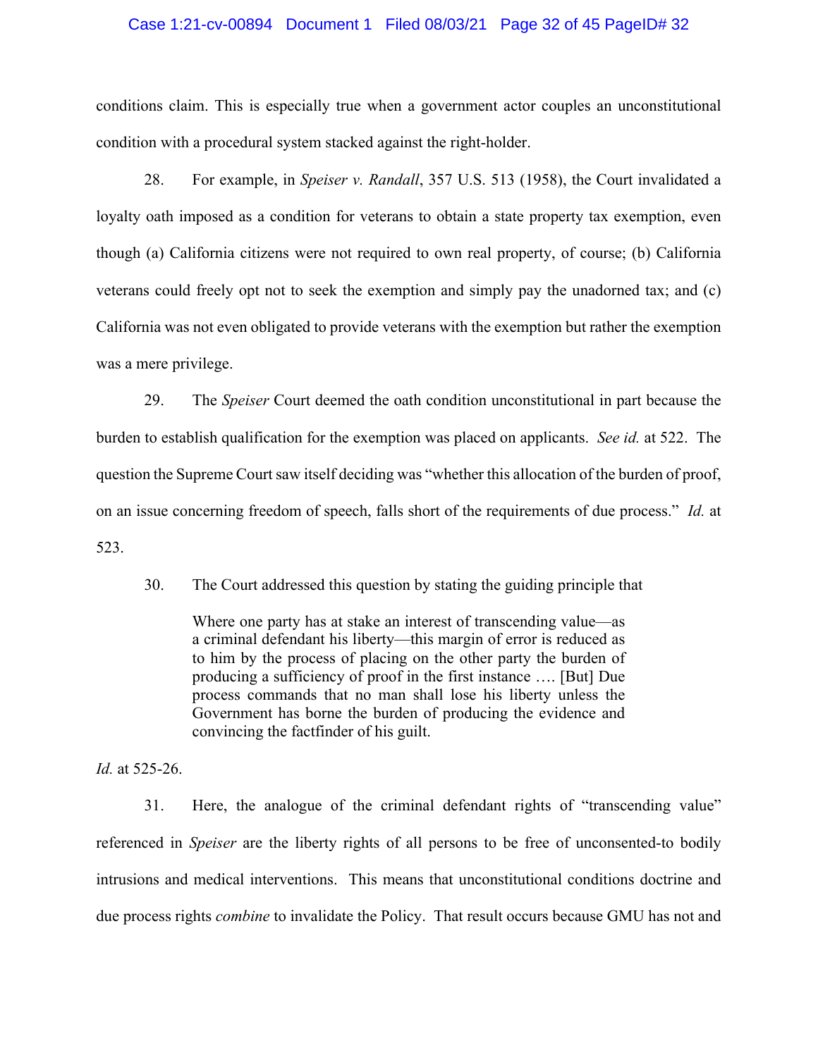conditions claim. This is especially true when a government actor couples an unconstitutional condition with a procedural system stacked against the right-holder.

28. For example, in *Speiser v. Randall*, 357 U.S. 513 (1958), the Court invalidated a loyalty oath imposed as a condition for veterans to obtain a state property tax exemption, even though (a) California citizens were not required to own real property, of course; (b) California veterans could freely opt not to seek the exemption and simply pay the unadorned tax; and (c) California was not even obligated to provide veterans with the exemption but rather the exemption was a mere privilege.

29. The *Speiser* Court deemed the oath condition unconstitutional in part because the burden to establish qualification for the exemption was placed on applicants. *See id.* at 522. The question the Supreme Court saw itself deciding was "whether this allocation of the burden of proof, on an issue concerning freedom of speech, falls short of the requirements of due process." *Id.* at 523.

30. The Court addressed this question by stating the guiding principle that

> Where one party has at stake an interest of transcending value—as a criminal defendant his liberty—this margin of error is reduced as to him by the process of placing on the other party the burden of producing a sufficiency of proof in the first instance …. [But] Due process commands that no man shall lose his liberty unless the Government has borne the burden of producing the evidence and convincing the factfinder of his guilt.

*Id.* at 525-26.

31. Here, the analogue of the criminal defendant rights of "transcending value" referenced in *Speiser* are the liberty rights of all persons to be free of unconsented-to bodily intrusions and medical interventions. This means that unconstitutional conditions doctrine and due process rights *combine* to invalidate the Policy. That result occurs because GMU has not and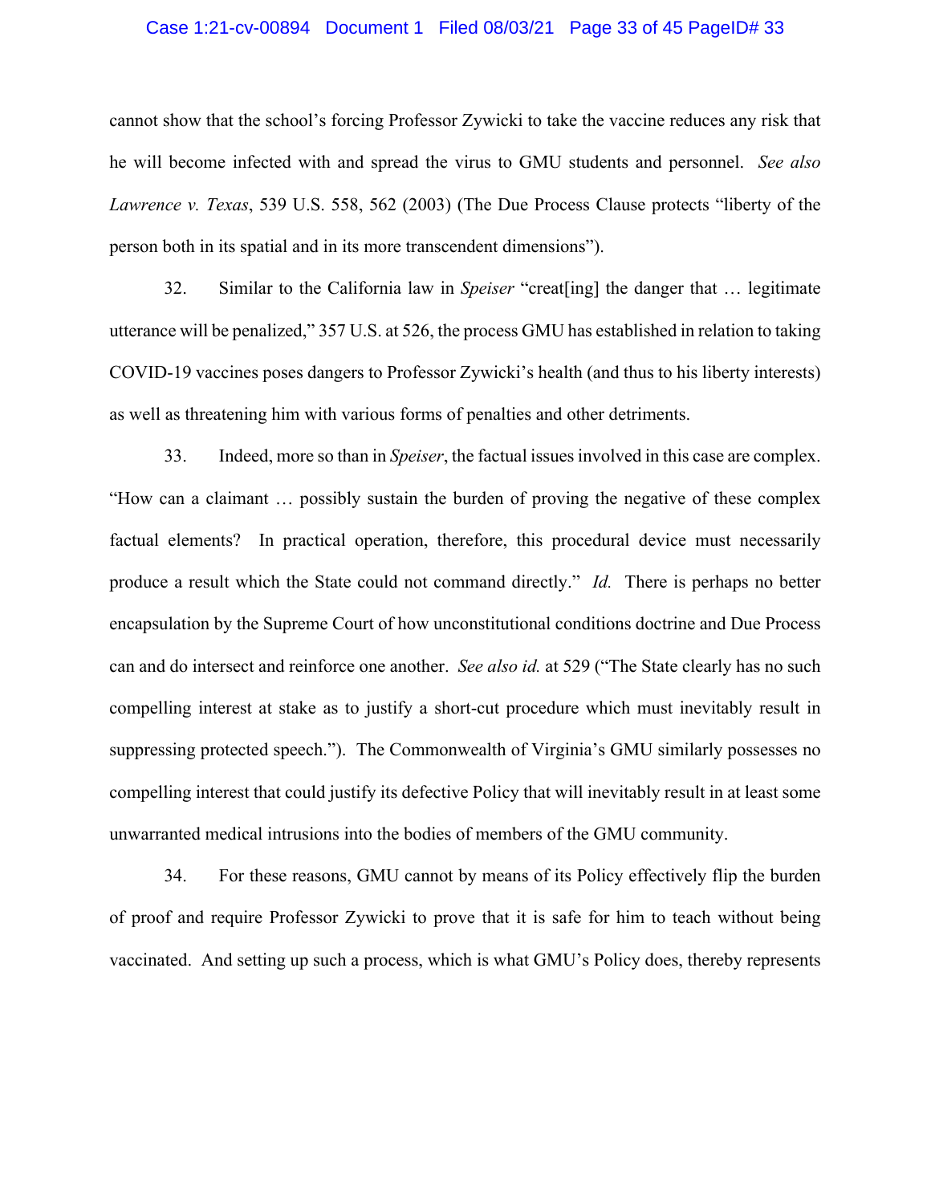cannot show that the school's forcing Professor Zywicki to take the vaccine reduces any risk that he will become infected with and spread the virus to GMU students and personnel. *See also Lawrence v. Texas*, 539 U.S. 558, 562 (2003) (The Due Process Clause protects "liberty of the person both in its spatial and in its more transcendent dimensions").

32. Similar to the California law in *Speiser* "creat[ing] the danger that … legitimate utterance will be penalized," 357 U.S. at 526, the process GMU has established in relation to taking COVID-19 vaccines poses dangers to Professor Zywicki's health (and thus to his liberty interests) as well as threatening him with various forms of penalties and other detriments.

33. Indeed, more so than in *Speiser*, the factual issues involved in this case are complex. "How can a claimant … possibly sustain the burden of proving the negative of these complex factual elements? In practical operation, therefore, this procedural device must necessarily produce a result which the State could not command directly." *Id.* There is perhaps no better encapsulation by the Supreme Court of how unconstitutional conditions doctrine and Due Process can and do intersect and reinforce one another. *See also id.* at 529 ("The State clearly has no such compelling interest at stake as to justify a short-cut procedure which must inevitably result in suppressing protected speech."). The Commonwealth of Virginia's GMU similarly possesses no compelling interest that could justify its defective Policy that will inevitably result in at least some unwarranted medical intrusions into the bodies of members of the GMU community.

34. For these reasons, GMU cannot by means of its Policy effectively flip the burden of proof and require Professor Zywicki to prove that it is safe for him to teach without being vaccinated. And setting up such a process, which is what GMU's Policy does, thereby represents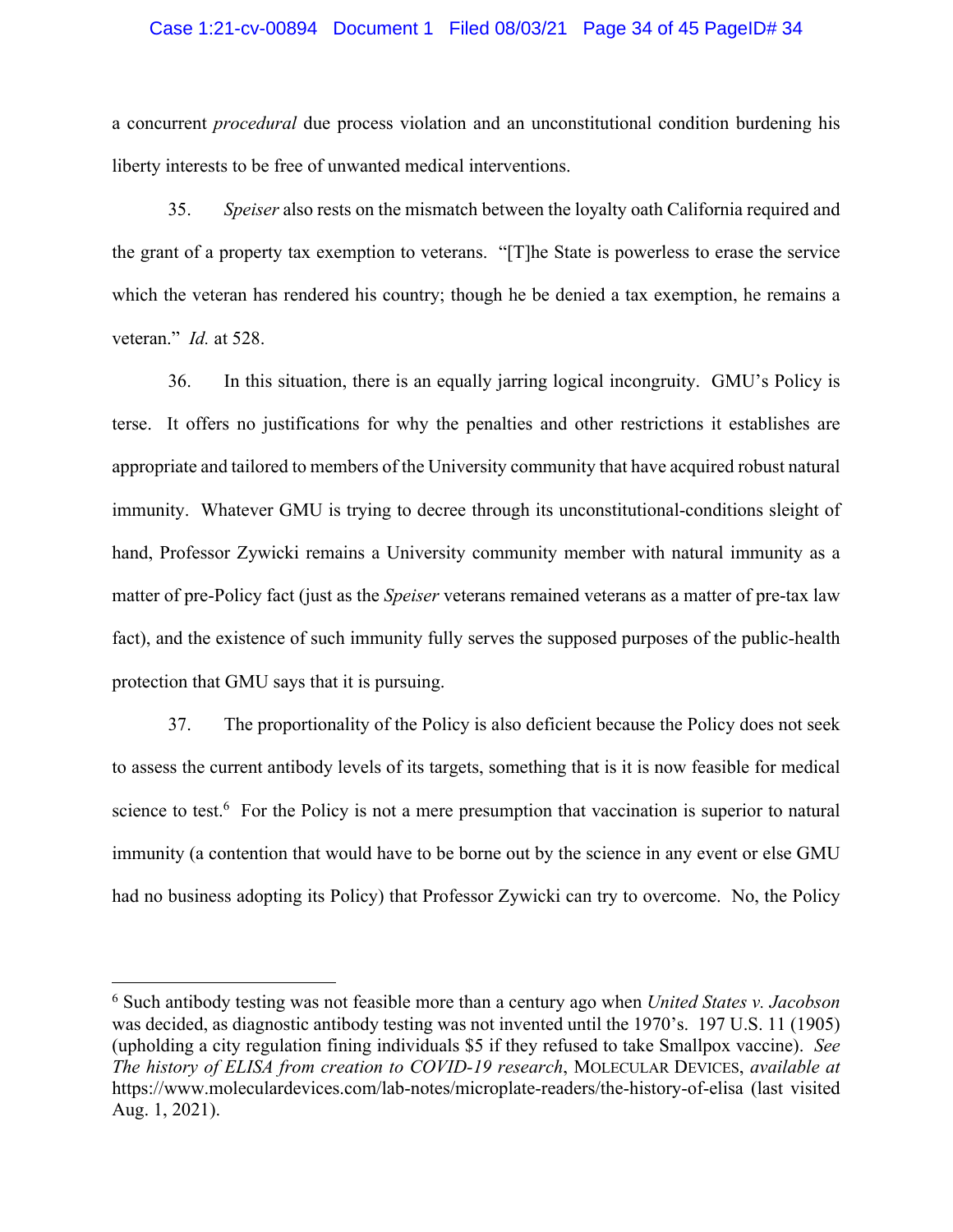a concurrent *procedural* due process violation and an unconstitutional condition burdening his liberty interests to be free of unwanted medical interventions.

35. *Speiser* also rests on the mismatch between the loyalty oath California required and the grant of a property tax exemption to veterans. "[T]he State is powerless to erase the service which the veteran has rendered his country; though he be denied a tax exemption, he remains a veteran." *Id.* at 528.

36. In this situation, there is an equally jarring logical incongruity. GMU's Policy is terse. It offers no justifications for why the penalties and other restrictions it establishes are appropriate and tailored to members of the University community that have acquired robust natural immunity. Whatever GMU is trying to decree through its unconstitutional-conditions sleight of hand, Professor Zywicki remains a University community member with natural immunity as a matter of pre-Policy fact (just as the *Speiser* veterans remained veterans as a matter of pre-tax law fact), and the existence of such immunity fully serves the supposed purposes of the public-health protection that GMU says that it is pursuing.

37. The proportionality of the Policy is also deficient because the Policy does not seek to assess the current antibody levels of its targets, something that is it is now feasible for medical science to test.[6] For the Policy is not a mere presumption that vaccination is superior to natural immunity (a contention that would have to be borne out by the science in any event or else GMU had no business adopting its Policy) that Professor Zywicki can try to overcome. No, the Policy

---

[6] Such antibody testing was not feasible more than a century ago when *United States v. Jacobson* was decided, as diagnostic antibody testing was not invented until the 1970's. 197 U.S. 11 (1905) (upholding a city regulation fining individuals $5 if they refused to take Smallpox vaccine). *See The history of ELISA from creation to COVID-19 research*, MOLECULAR DEVICES, *available at* https://www.moleculardevices.com/lab-notes/microplate-readers/the-history-of-elisa (last visited Aug. 1, 2021).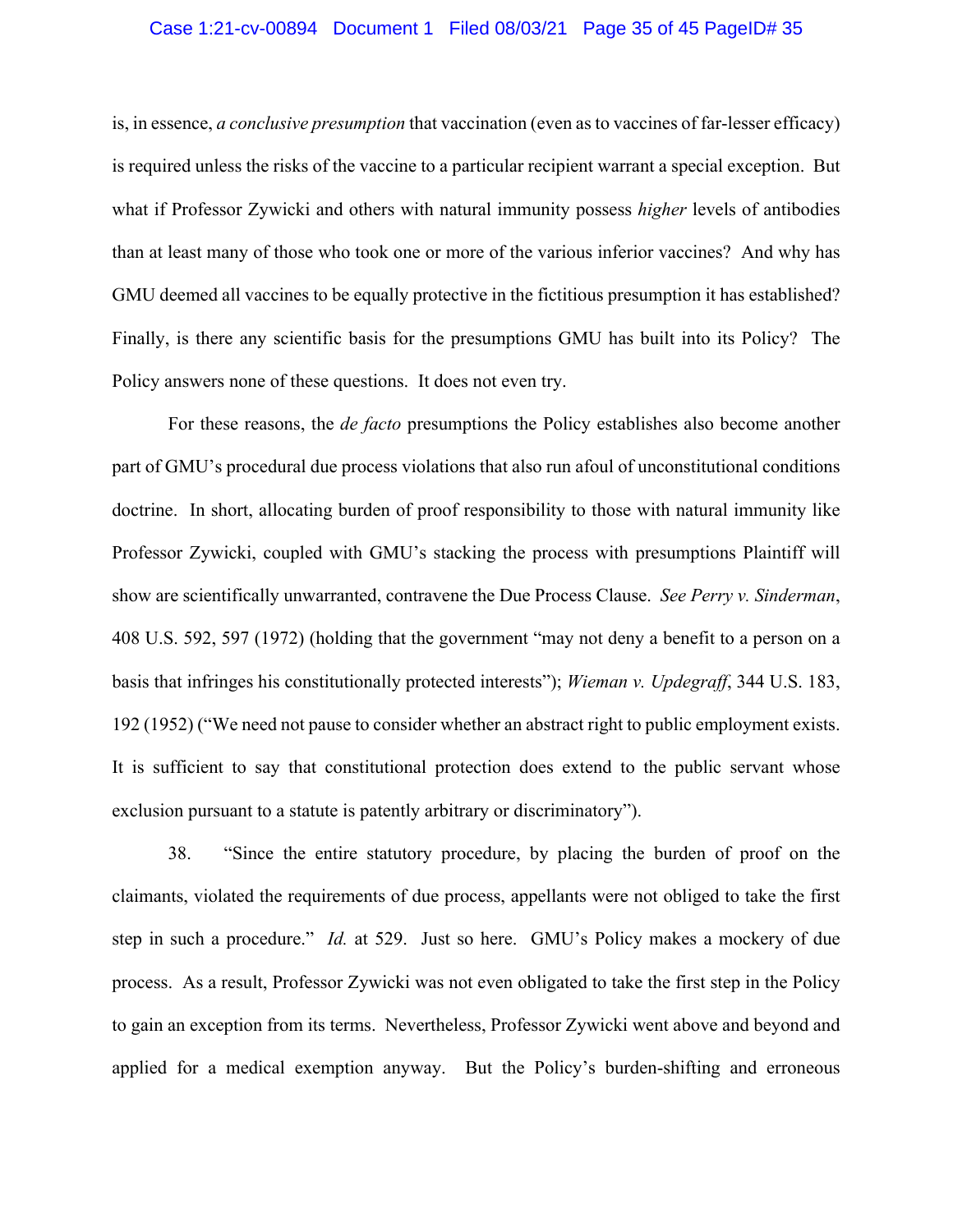is, in essence, *a conclusive presumption* that vaccination (even as to vaccines of far-lesser efficacy) is required unless the risks of the vaccine to a particular recipient warrant a special exception. But what if Professor Zywicki and others with natural immunity possess *higher* levels of antibodies than at least many of those who took one or more of the various inferior vaccines? And why has GMU deemed all vaccines to be equally protective in the fictitious presumption it has established? Finally, is there any scientific basis for the presumptions GMU has built into its Policy? The Policy answers none of these questions. It does not even try.

For these reasons, the *de facto* presumptions the Policy establishes also become another part of GMU's procedural due process violations that also run afoul of unconstitutional conditions doctrine. In short, allocating burden of proof responsibility to those with natural immunity like Professor Zywicki, coupled with GMU's stacking the process with presumptions Plaintiff will show are scientifically unwarranted, contravene the Due Process Clause. *See Perry v. Sinderman*, 408 U.S. 592, 597 (1972) (holding that the government "may not deny a benefit to a person on a basis that infringes his constitutionally protected interests"); *Wieman v. Updegraff*, 344 U.S. 183, 192 (1952) ("We need not pause to consider whether an abstract right to public employment exists. It is sufficient to say that constitutional protection does extend to the public servant whose exclusion pursuant to a statute is patently arbitrary or discriminatory").

38. "Since the entire statutory procedure, by placing the burden of proof on the claimants, violated the requirements of due process, appellants were not obliged to take the first step in such a procedure." *Id.* at 529. Just so here. GMU's Policy makes a mockery of due process. As a result, Professor Zywicki was not even obligated to take the first step in the Policy to gain an exception from its terms. Nevertheless, Professor Zywicki went above and beyond and applied for a medical exemption anyway. But the Policy's burden-shifting and erroneous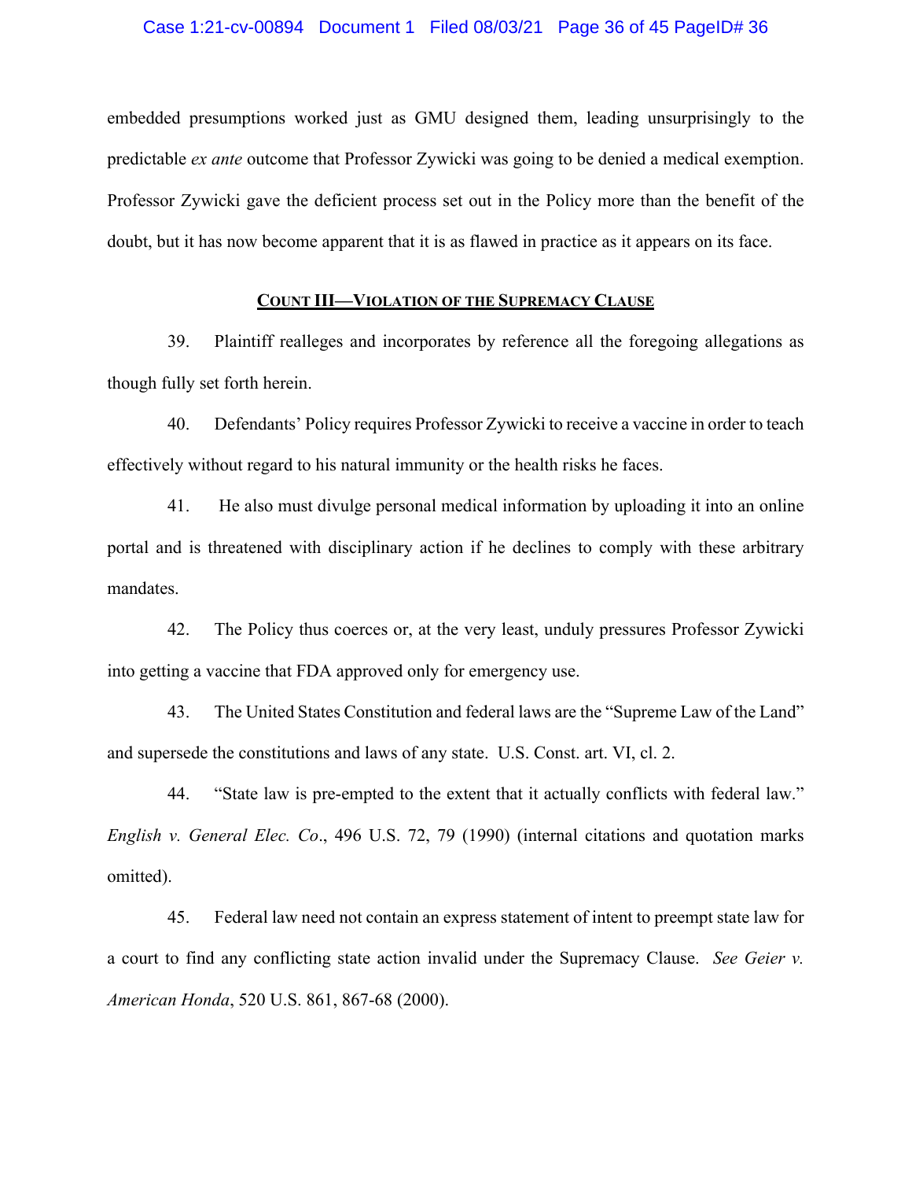embedded presumptions worked just as GMU designed them, leading unsurprisingly to the predictable *ex ante* outcome that Professor Zywicki was going to be denied a medical exemption. Professor Zywicki gave the deficient process set out in the Policy more than the benefit of the doubt, but it has now become apparent that it is as flawed in practice as it appears on its face.

## **COUNT III—VIOLATION OF THE SUPREMACY CLAUSE**

39. Plaintiff realleges and incorporates by reference all the foregoing allegations as though fully set forth herein.

40. Defendants' Policy requires Professor Zywicki to receive a vaccine in order to teach effectively without regard to his natural immunity or the health risks he faces.

41. He also must divulge personal medical information by uploading it into an online portal and is threatened with disciplinary action if he declines to comply with these arbitrary mandates.

42. The Policy thus coerces or, at the very least, unduly pressures Professor Zywicki into getting a vaccine that FDA approved only for emergency use.

43. The United States Constitution and federal laws are the "Supreme Law of the Land" and supersede the constitutions and laws of any state. U.S. Const. art. VI, cl. 2.

44. "State law is pre-empted to the extent that it actually conflicts with federal law." *English v. General Elec. Co*., 496 U.S. 72, 79 (1990) (internal citations and quotation marks omitted).

45. Federal law need not contain an express statement of intent to preempt state law for a court to find any conflicting state action invalid under the Supremacy Clause. *See Geier v. American Honda*, 520 U.S. 861, 867-68 (2000).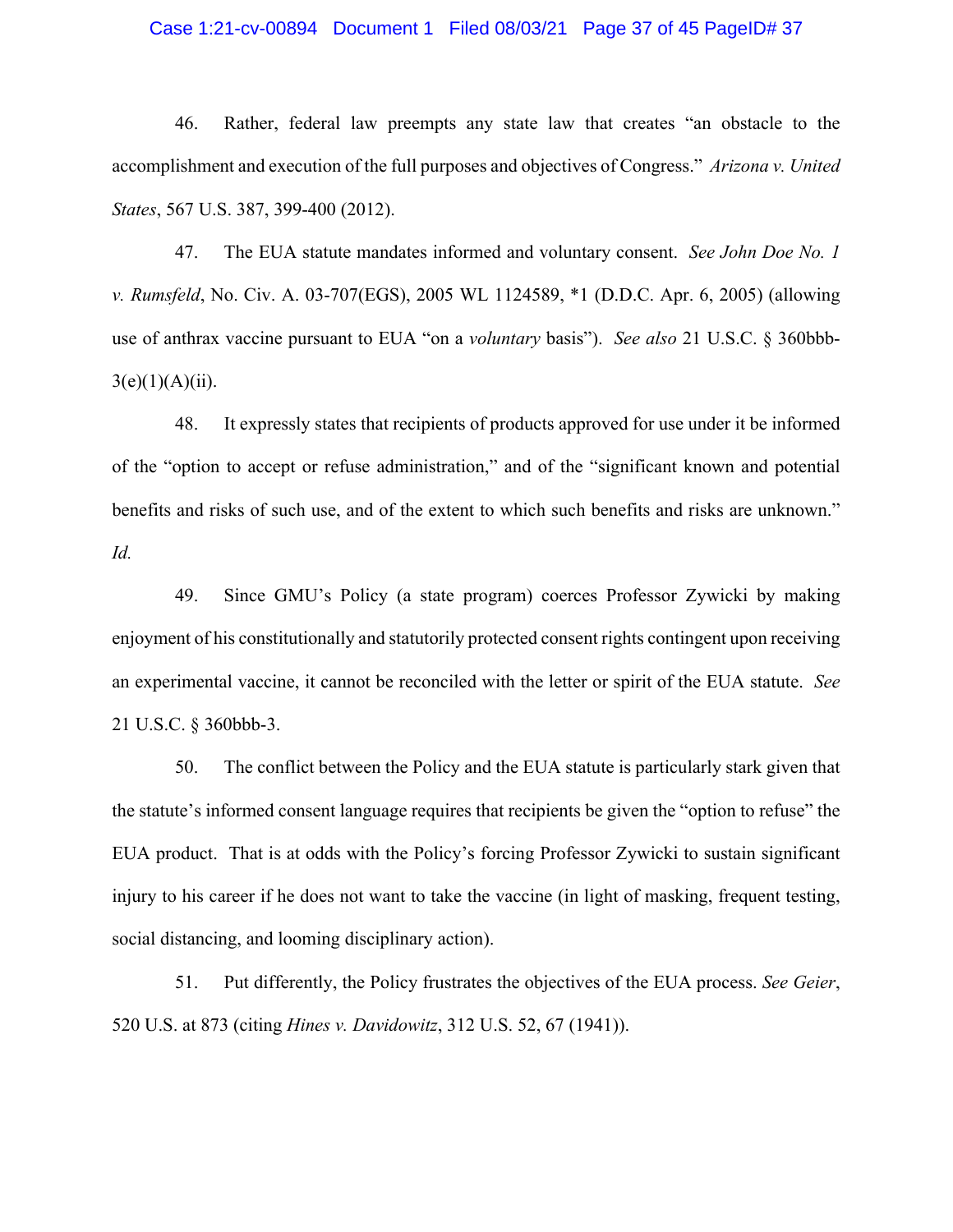46. Rather, federal law preempts any state law that creates "an obstacle to the accomplishment and execution of the full purposes and objectives of Congress." *Arizona v. United States*, 567 U.S. 387, 399-400 (2012).

47. The EUA statute mandates informed and voluntary consent. *See John Doe No. 1 v. Rumsfeld*, No. Civ. A. 03-707(EGS), 2005 WL 1124589, *1 (D.D.C. Apr. 6, 2005) (allowing use of anthrax vaccine pursuant to EUA "on a *voluntary* basis"). *See also* 21 U.S.C. § 360bbb-3(e)(1)(A)(ii).

48. It expressly states that recipients of products approved for use under it be informed of the "option to accept or refuse administration," and of the "significant known and potential benefits and risks of such use, and of the extent to which such benefits and risks are unknown." *Id.*

49. Since GMU's Policy (a state program) coerces Professor Zywicki by making enjoyment of his constitutionally and statutorily protected consent rights contingent upon receiving an experimental vaccine, it cannot be reconciled with the letter or spirit of the EUA statute. *See* 21 U.S.C. § 360bbb-3.

50. The conflict between the Policy and the EUA statute is particularly stark given that the statute's informed consent language requires that recipients be given the "option to refuse" the EUA product. That is at odds with the Policy's forcing Professor Zywicki to sustain significant injury to his career if he does not want to take the vaccine (in light of masking, frequent testing, social distancing, and looming disciplinary action).

51. Put differently, the Policy frustrates the objectives of the EUA process. *See Geier*, 520 U.S. at 873 (citing *Hines v. Davidowitz*, 312 U.S. 52, 67 (1941)).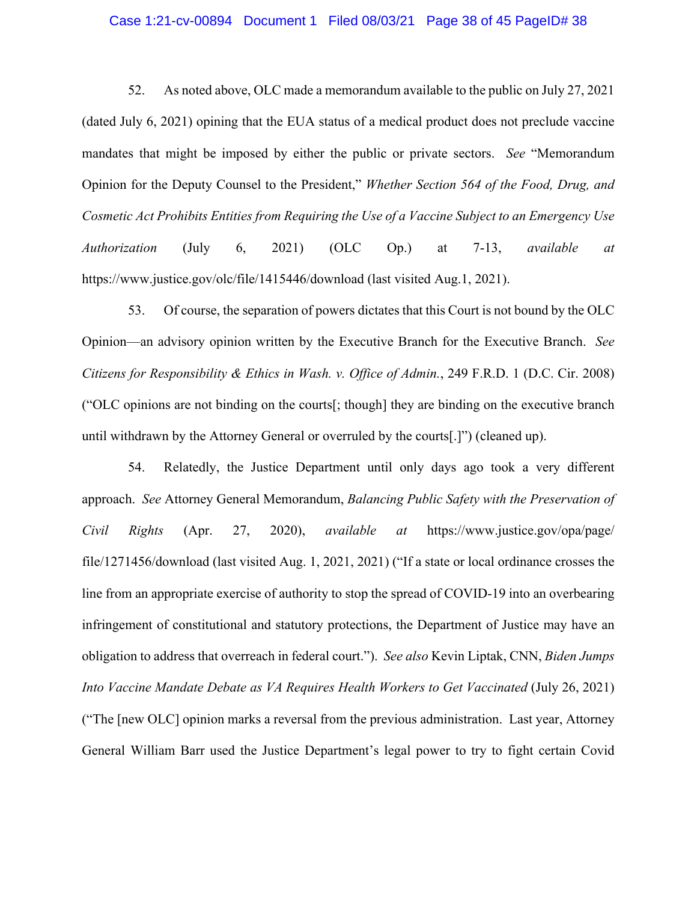52. As noted above, OLC made a memorandum available to the public on July 27, 2021 (dated July 6, 2021) opining that the EUA status of a medical product does not preclude vaccine mandates that might be imposed by either the public or private sectors. *See* "Memorandum Opinion for the Deputy Counsel to the President," *Whether Section 564 of the Food, Drug, and Cosmetic Act Prohibits Entities from Requiring the Use of a Vaccine Subject to an Emergency Use Authorization* (July 6, 2021) (OLC Op.) at 7-13, *available at* https://www.justice.gov/olc/file/1415446/download (last visited Aug.1, 2021).

53. Of course, the separation of powers dictates that this Court is not bound by the OLC Opinion—an advisory opinion written by the Executive Branch for the Executive Branch. *See Citizens for Responsibility & Ethics in Wash. v. Office of Admin.*, 249 F.R.D. 1 (D.C. Cir. 2008) ("OLC opinions are not binding on the courts[; though] they are binding on the executive branch until withdrawn by the Attorney General or overruled by the courts[.]") (cleaned up).

54. Relatedly, the Justice Department until only days ago took a very different approach. *See* Attorney General Memorandum, *Balancing Public Safety with the Preservation of Civil Rights* (Apr. 27, 2020), *available at* https://www.justice.gov/opa/page/file/1271456/download (last visited Aug. 1, 2021, 2021) ("If a state or local ordinance crosses the line from an appropriate exercise of authority to stop the spread of COVID-19 into an overbearing infringement of constitutional and statutory protections, the Department of Justice may have an obligation to address that overreach in federal court."). *See also* Kevin Liptak, CNN, *Biden Jumps Into Vaccine Mandate Debate as VA Requires Health Workers to Get Vaccinated* (July 26, 2021) ("The [new OLC] opinion marks a reversal from the previous administration. Last year, Attorney General William Barr used the Justice Department's legal power to try to fight certain Covid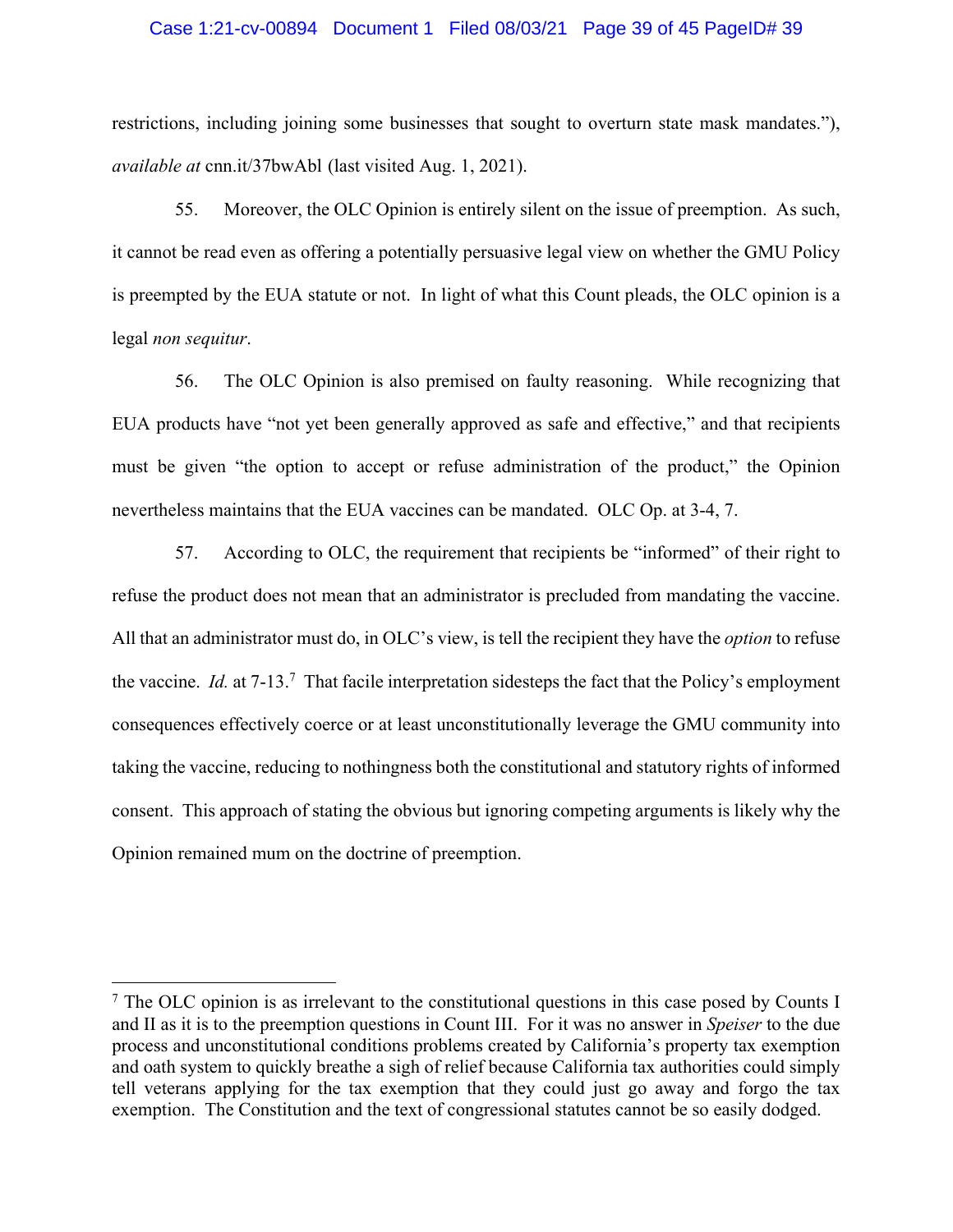restrictions, including joining some businesses that sought to overturn state mask mandates."), *available at* cnn.it/37bwAbl (last visited Aug. 1, 2021).

55. Moreover, the OLC Opinion is entirely silent on the issue of preemption. As such, it cannot be read even as offering a potentially persuasive legal view on whether the GMU Policy is preempted by the EUA statute or not. In light of what this Count pleads, the OLC opinion is a legal *non sequitur*.

56. The OLC Opinion is also premised on faulty reasoning. While recognizing that EUA products have "not yet been generally approved as safe and effective," and that recipients must be given "the option to accept or refuse administration of the product," the Opinion nevertheless maintains that the EUA vaccines can be mandated. OLC Op. at 3-4, 7.

57. According to OLC, the requirement that recipients be "informed" of their right to refuse the product does not mean that an administrator is precluded from mandating the vaccine. All that an administrator must do, in OLC's view, is tell the recipient they have the *option* to refuse the vaccine. *Id.* at 7-13.[7] That facile interpretation sidesteps the fact that the Policy's employment consequences effectively coerce or at least unconstitutionally leverage the GMU community into taking the vaccine, reducing to nothingness both the constitutional and statutory rights of informed consent. This approach of stating the obvious but ignoring competing arguments is likely why the Opinion remained mum on the doctrine of preemption.

---

[7] The OLC opinion is as irrelevant to the constitutional questions in this case posed by Counts I and II as it is to the preemption questions in Count III. For it was no answer in *Speiser* to the due process and unconstitutional conditions problems created by California's property tax exemption and oath system to quickly breathe a sigh of relief because California tax authorities could simply tell veterans applying for the tax exemption that they could just go away and forgo the tax exemption. The Constitution and the text of congressional statutes cannot be so easily dodged.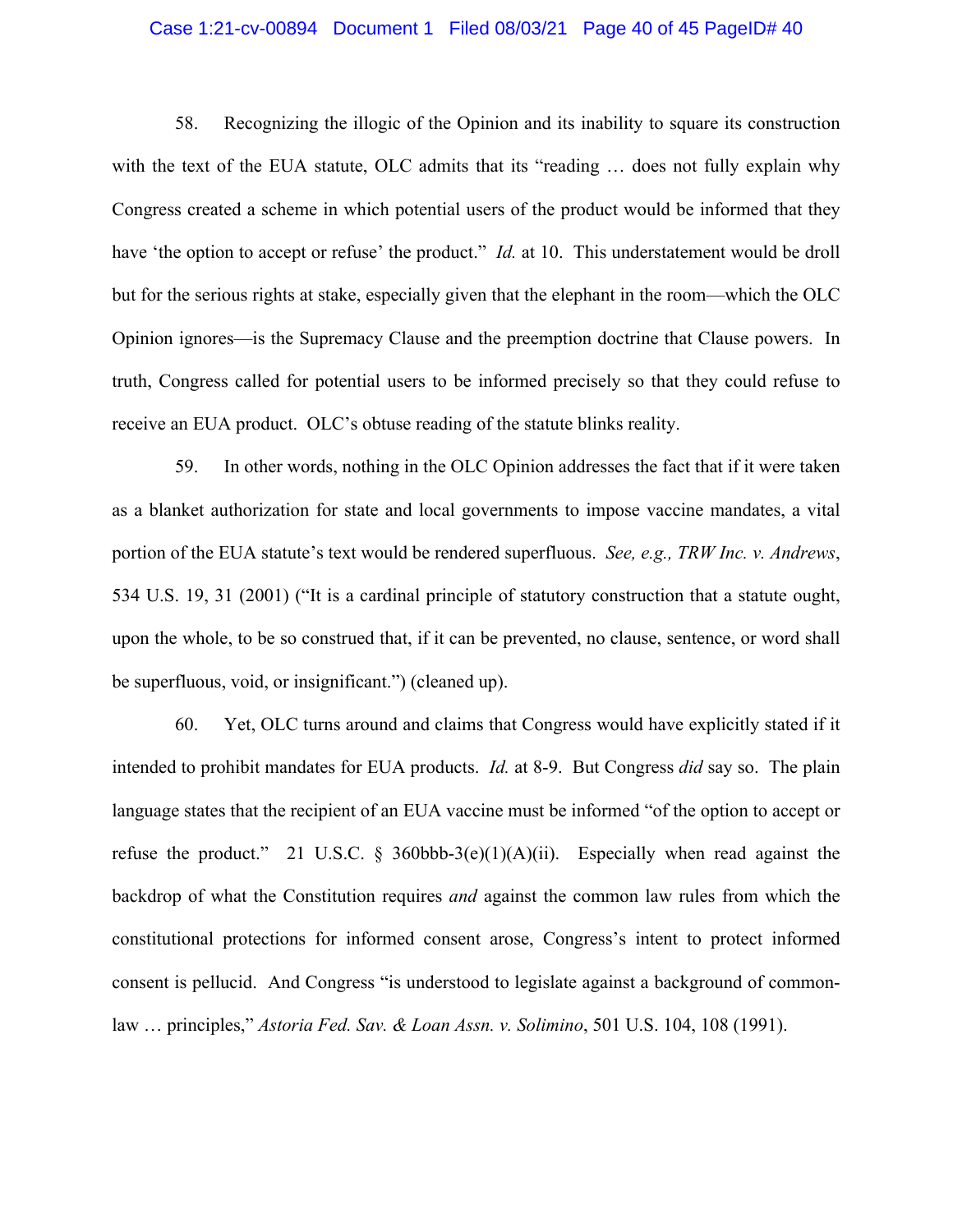58. Recognizing the illogic of the Opinion and its inability to square its construction with the text of the EUA statute, OLC admits that its "reading … does not fully explain why Congress created a scheme in which potential users of the product would be informed that they have 'the option to accept or refuse' the product." *Id.* at 10. This understatement would be droll but for the serious rights at stake, especially given that the elephant in the room—which the OLC Opinion ignores—is the Supremacy Clause and the preemption doctrine that Clause powers. In truth, Congress called for potential users to be informed precisely so that they could refuse to receive an EUA product. OLC's obtuse reading of the statute blinks reality.

59. In other words, nothing in the OLC Opinion addresses the fact that if it were taken as a blanket authorization for state and local governments to impose vaccine mandates, a vital portion of the EUA statute's text would be rendered superfluous. *See, e.g., TRW Inc. v. Andrews*, 534 U.S. 19, 31 (2001) ("It is a cardinal principle of statutory construction that a statute ought, upon the whole, to be so construed that, if it can be prevented, no clause, sentence, or word shall be superfluous, void, or insignificant.") (cleaned up).

60. Yet, OLC turns around and claims that Congress would have explicitly stated if it intended to prohibit mandates for EUA products. *Id.* at 8-9. But Congress *did* say so. The plain language states that the recipient of an EUA vaccine must be informed "of the option to accept or refuse the product." 21 U.S.C. § 360bbb-3(e)(1)(A)(ii). Especially when read against the backdrop of what the Constitution requires *and* against the common law rules from which the constitutional protections for informed consent arose, Congress's intent to protect informed consent is pellucid. And Congress "is understood to legislate against a background of common-law … principles," *Astoria Fed. Sav. & Loan Assn. v. Solimino*, 501 U.S. 104, 108 (1991).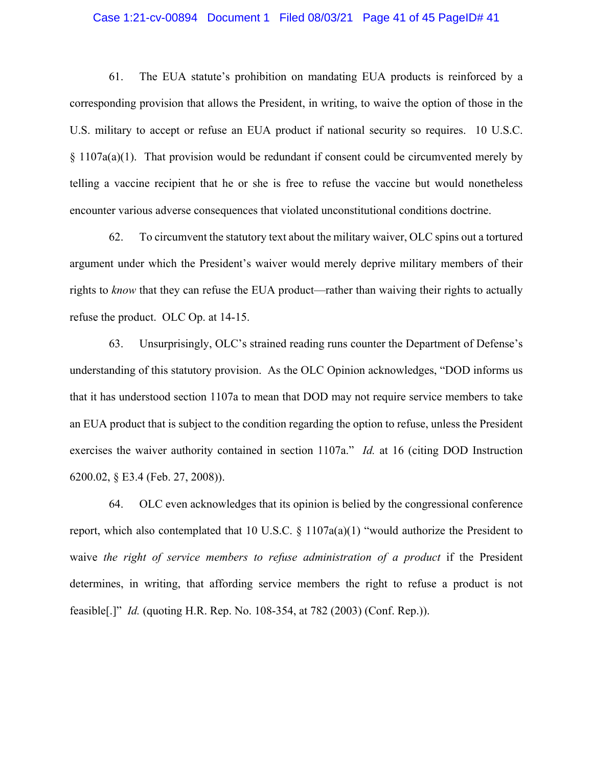61. The EUA statute's prohibition on mandating EUA products is reinforced by a corresponding provision that allows the President, in writing, to waive the option of those in the U.S. military to accept or refuse an EUA product if national security so requires. 10 U.S.C. § 1107a(a)(1). That provision would be redundant if consent could be circumvented merely by telling a vaccine recipient that he or she is free to refuse the vaccine but would nonetheless encounter various adverse consequences that violated unconstitutional conditions doctrine.

62. To circumvent the statutory text about the military waiver, OLC spins out a tortured argument under which the President's waiver would merely deprive military members of their rights to *know* that they can refuse the EUA product—rather than waiving their rights to actually refuse the product. OLC Op. at 14-15.

63. Unsurprisingly, OLC's strained reading runs counter the Department of Defense's understanding of this statutory provision. As the OLC Opinion acknowledges, "DOD informs us that it has understood section 1107a to mean that DOD may not require service members to take an EUA product that is subject to the condition regarding the option to refuse, unless the President exercises the waiver authority contained in section 1107a." *Id.* at 16 (citing DOD Instruction 6200.02, § E3.4 (Feb. 27, 2008)).

64. OLC even acknowledges that its opinion is belied by the congressional conference report, which also contemplated that 10 U.S.C. § 1107a(a)(1) "would authorize the President to waive *the right of service members to refuse administration of a product* if the President determines, in writing, that affording service members the right to refuse a product is not feasible[.]" *Id.* (quoting H.R. Rep. No. 108-354, at 782 (2003) (Conf. Rep.)).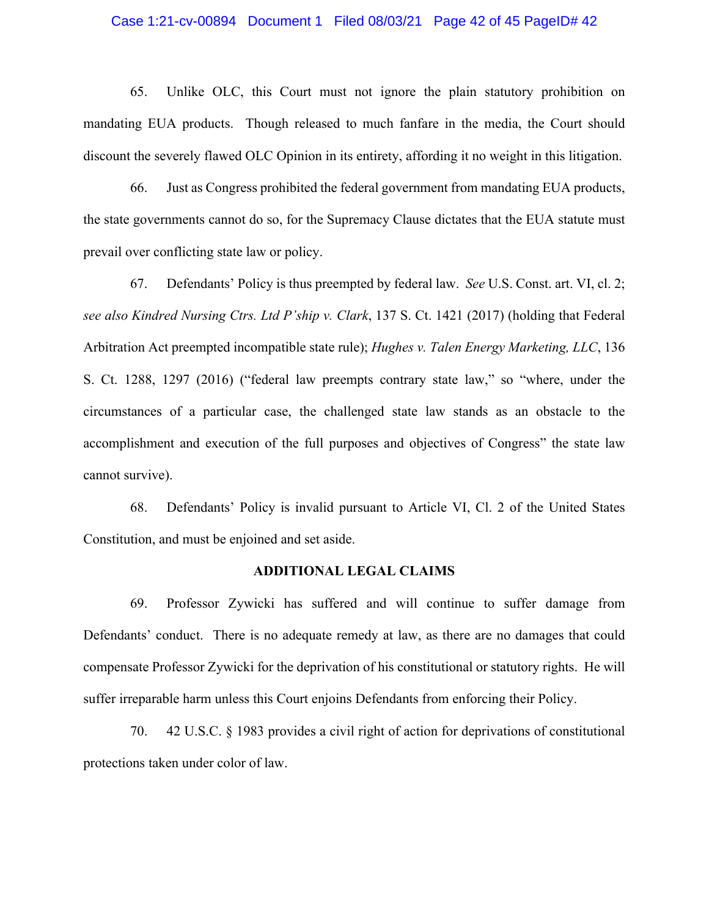65. Unlike OLC, this Court must not ignore the plain statutory prohibition on mandating EUA products. Though released to much fanfare in the media, the Court should discount the severely flawed OLC Opinion in its entirety, affording it no weight in this litigation.

66. Just as Congress prohibited the federal government from mandating EUA products, the state governments cannot do so, for the Supremacy Clause dictates that the EUA statute must prevail over conflicting state law or policy.

67. Defendants' Policy is thus preempted by federal law. *See* U.S. Const. art. VI, cl. 2; *see also Kindred Nursing Ctrs. Ltd P'ship v. Clark*, 137 S. Ct. 1421 (2017) (holding that Federal Arbitration Act preempted incompatible state rule); *Hughes v. Talen Energy Marketing, LLC*, 136 S. Ct. 1288, 1297 (2016) ("federal law preempts contrary state law," so "where, under the circumstances of a particular case, the challenged state law stands as an obstacle to the accomplishment and execution of the full purposes and objectives of Congress" the state law cannot survive).

68. Defendants' Policy is invalid pursuant to Article VI, Cl. 2 of the United States Constitution, and must be enjoined and set aside.

## ADDITIONAL LEGAL CLAIMS

69. Professor Zywicki has suffered and will continue to suffer damage from Defendants' conduct. There is no adequate remedy at law, as there are no damages that could compensate Professor Zywicki for the deprivation of his constitutional or statutory rights. He will suffer irreparable harm unless this Court enjoins Defendants from enforcing their Policy.

70. 42 U.S.C. § 1983 provides a civil right of action for deprivations of constitutional protections taken under color of law.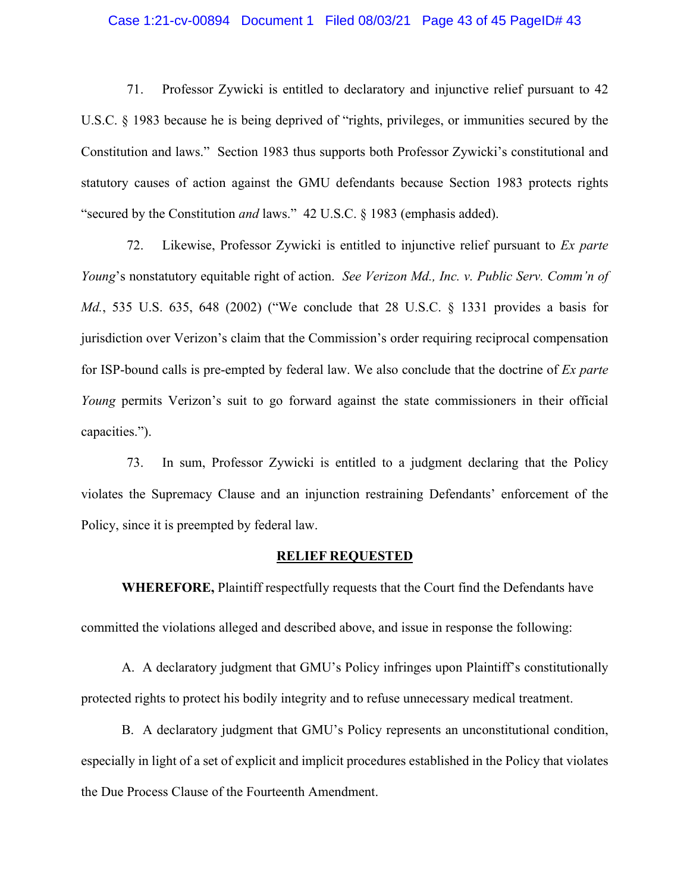71. Professor Zywicki is entitled to declaratory and injunctive relief pursuant to 42 U.S.C. § 1983 because he is being deprived of "rights, privileges, or immunities secured by the Constitution and laws." Section 1983 thus supports both Professor Zywicki's constitutional and statutory causes of action against the GMU defendants because Section 1983 protects rights "secured by the Constitution *and* laws." 42 U.S.C. § 1983 (emphasis added).

72. Likewise, Professor Zywicki is entitled to injunctive relief pursuant to *Ex parte Young*'s nonstatutory equitable right of action. *See Verizon Md., Inc. v. Public Serv. Comm'n of Md.*, 535 U.S. 635, 648 (2002) ("We conclude that 28 U.S.C. § 1331 provides a basis for jurisdiction over Verizon's claim that the Commission's order requiring reciprocal compensation for ISP-bound calls is pre-empted by federal law. We also conclude that the doctrine of *Ex parte Young* permits Verizon's suit to go forward against the state commissioners in their official capacities.").

73. In sum, Professor Zywicki is entitled to a judgment declaring that the Policy violates the Supremacy Clause and an injunction restraining Defendants' enforcement of the Policy, since it is preempted by federal law.

## RELIEF REQUESTED

**WHEREFORE,** Plaintiff respectfully requests that the Court find the Defendants have committed the violations alleged and described above, and issue in response the following:

A. A declaratory judgment that GMU's Policy infringes upon Plaintiff's constitutionally protected rights to protect his bodily integrity and to refuse unnecessary medical treatment.

B. A declaratory judgment that GMU's Policy represents an unconstitutional condition, especially in light of a set of explicit and implicit procedures established in the Policy that violates the Due Process Clause of the Fourteenth Amendment.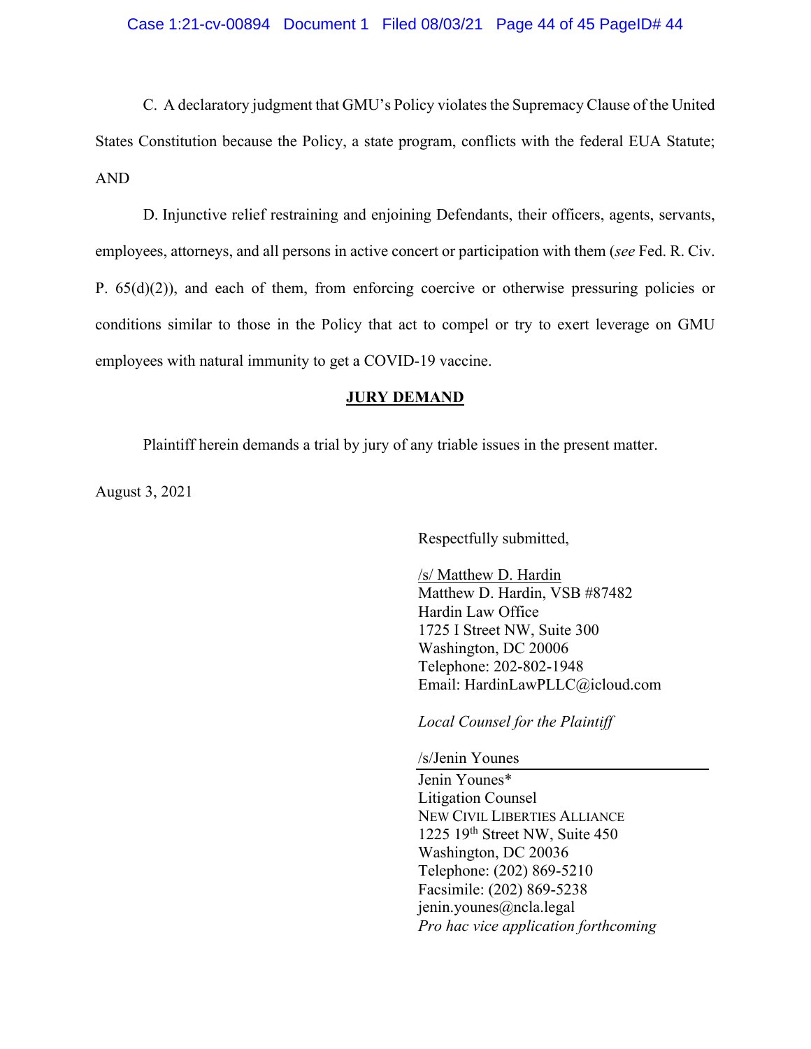C. A declaratory judgment that GMU's Policy violates the Supremacy Clause of the United States Constitution because the Policy, a state program, conflicts with the federal EUA Statute; AND

D. Injunctive relief restraining and enjoining Defendants, their officers, agents, servants, employees, attorneys, and all persons in active concert or participation with them (*see* Fed. R. Civ. P. 65(d)(2)), and each of them, from enforcing coercive or otherwise pressuring policies or conditions similar to those in the Policy that act to compel or try to exert leverage on GMU employees with natural immunity to get a COVID-19 vaccine.

**JURY DEMAND**

Plaintiff herein demands a trial by jury of any triable issues in the present matter.

August 3, 2021

Respectfully submitted,

/s/ Matthew D. Hardin
Matthew D. Hardin, VSB #87482
Hardin Law Office
1725 I Street NW, Suite 300
Washington, DC 20006
Telephone: 202-802-1948
Email: HardinLawPLLC@icloud.com

*Local Counsel for the Plaintiff*

/s/Jenin Younes
Jenin Younes*
Litigation Counsel
NEW CIVIL LIBERTIES ALLIANCE
1225 19th Street NW, Suite 450
Washington, DC 20036
Telephone: (202) 869-5210
Facsimile: (202) 869-5238
jenin.younes@ncla.legal
*Pro hac vice application forthcoming*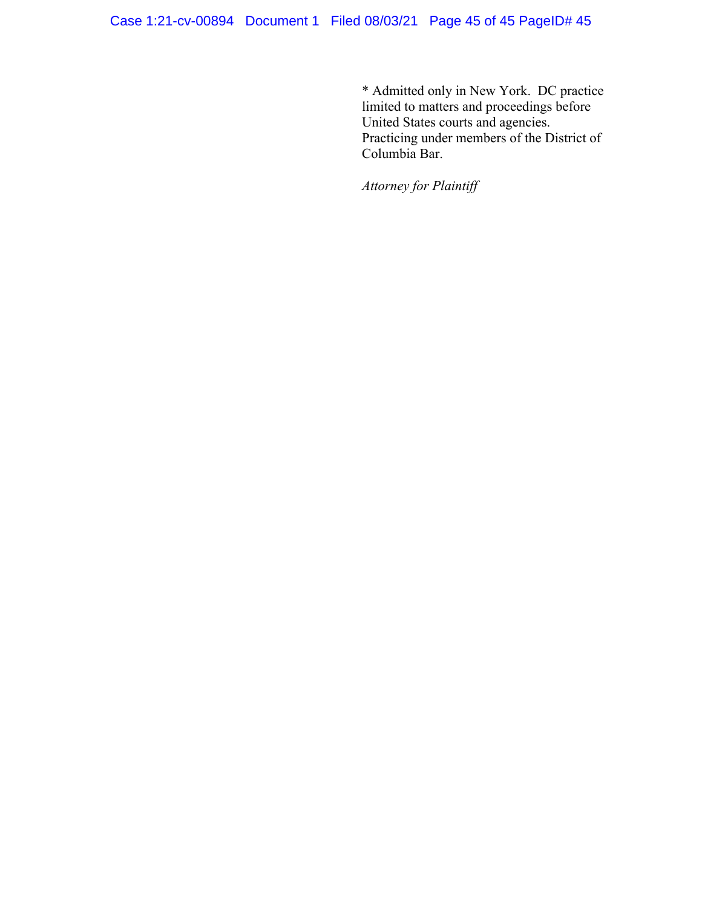* Admitted only in New York. DC practice limited to matters and proceedings before United States courts and agencies. Practicing under members of the District of Columbia Bar.

*Attorney for Plaintiff*